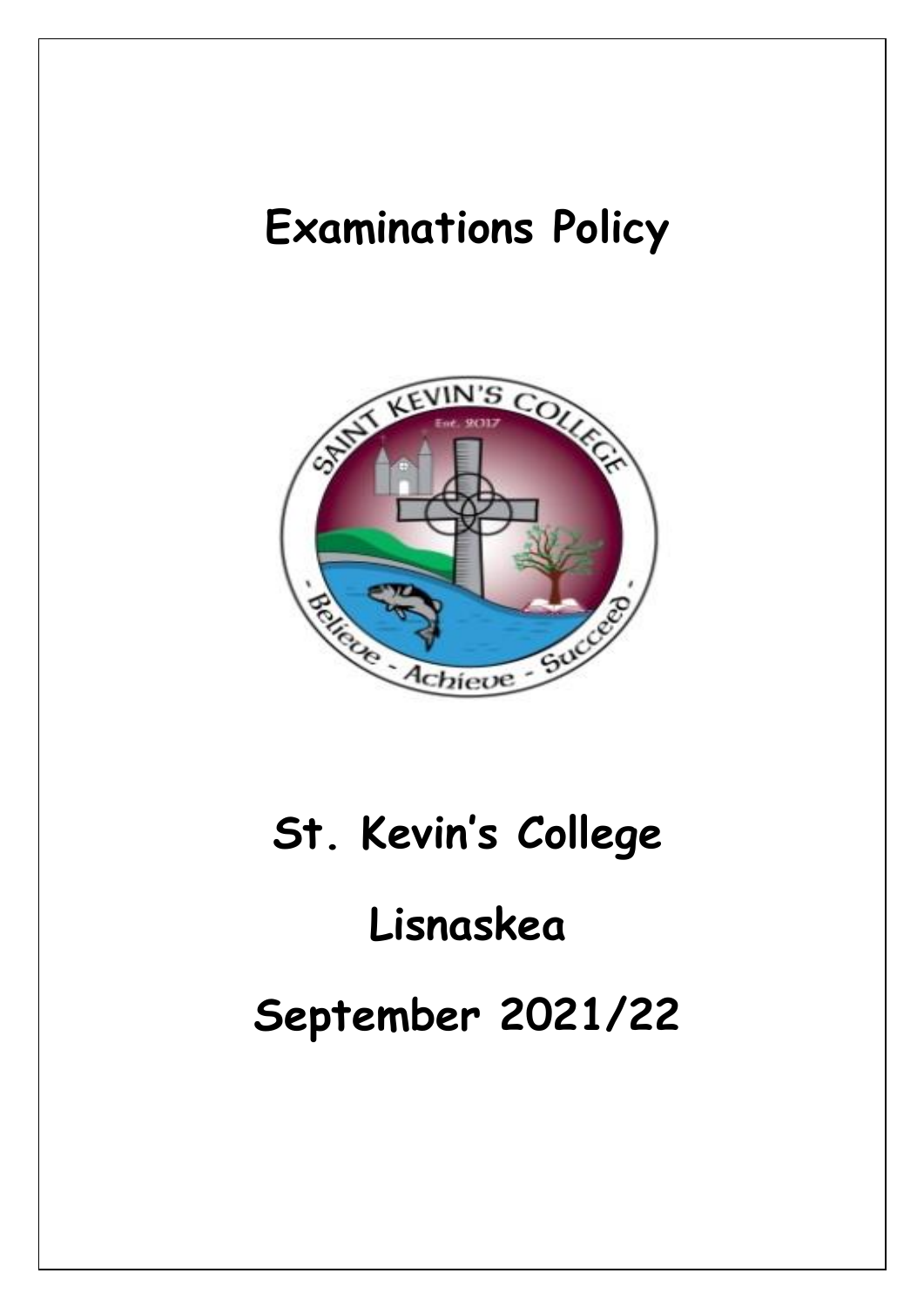# Examinations Policy

# St. Kevin's College

# Lisnaskea

# September 2021/22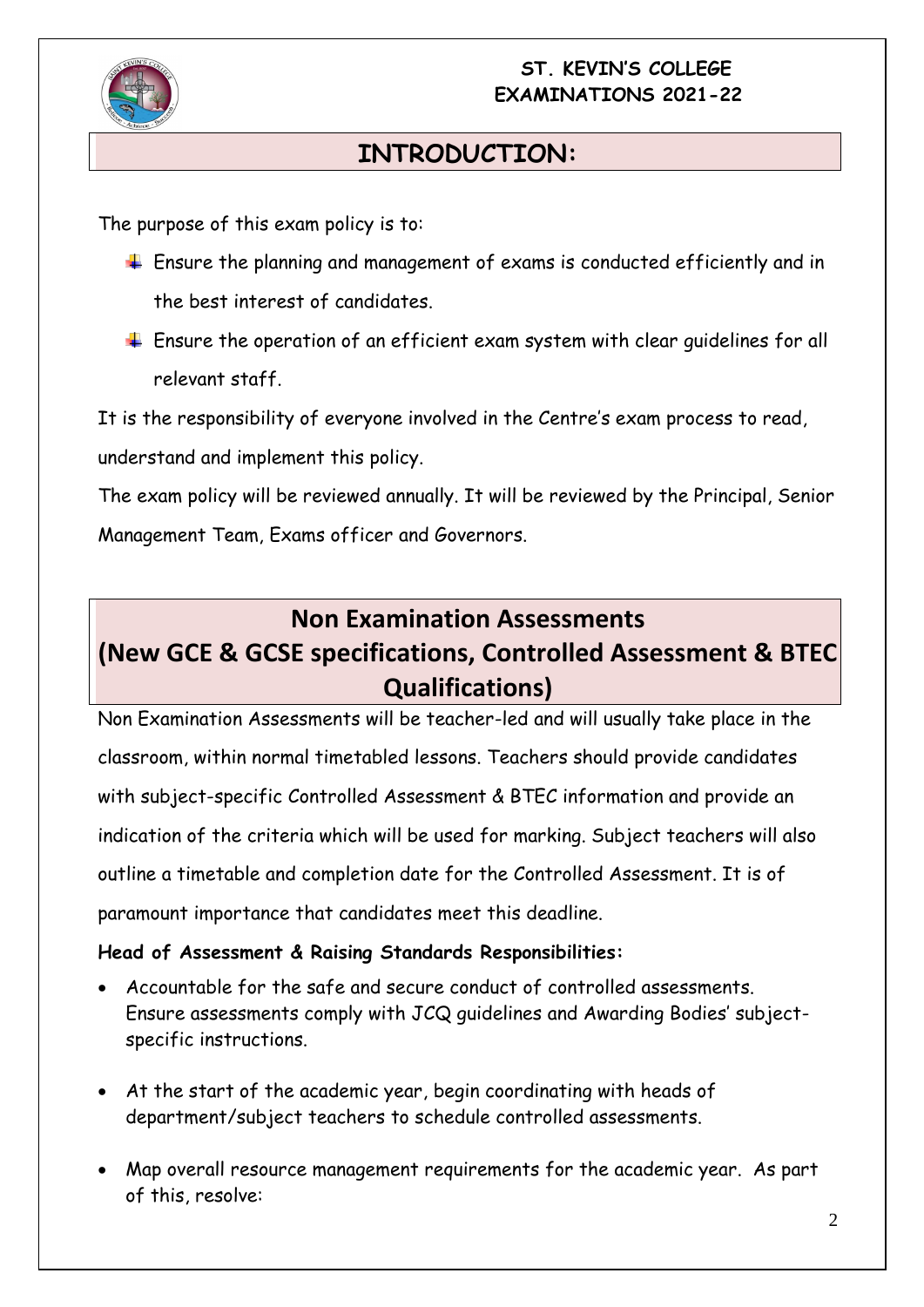**ST. KEVIN'S COLLEGE**
**EXAMINATIONS 2021-22**

## INTRODUCTION:

The purpose of this exam policy is to:

- Ensure the planning and management of exams is conducted efficiently and in the best interest of candidates.
- Ensure the operation of an efficient exam system with clear guidelines for all relevant staff.

It is the responsibility of everyone involved in the Centre's exam process to read, understand and implement this policy.

The exam policy will be reviewed annually. It will be reviewed by the Principal, Senior Management Team, Exams officer and Governors.

## Non Examination Assessments (New GCE & GCSE specifications, Controlled Assessment & BTEC Qualifications)

Non Examination Assessments will be teacher-led and will usually take place in the classroom, within normal timetabled lessons. Teachers should provide candidates with subject-specific Controlled Assessment & BTEC information and provide an indication of the criteria which will be used for marking. Subject teachers will also outline a timetable and completion date for the Controlled Assessment. It is of paramount importance that candidates meet this deadline.

**Head of Assessment & Raising Standards Responsibilities:**

- Accountable for the safe and secure conduct of controlled assessments. Ensure assessments comply with JCQ guidelines and Awarding Bodies' subject-specific instructions.
- At the start of the academic year, begin coordinating with heads of department/subject teachers to schedule controlled assessments.
- Map overall resource management requirements for the academic year. As part of this, resolve: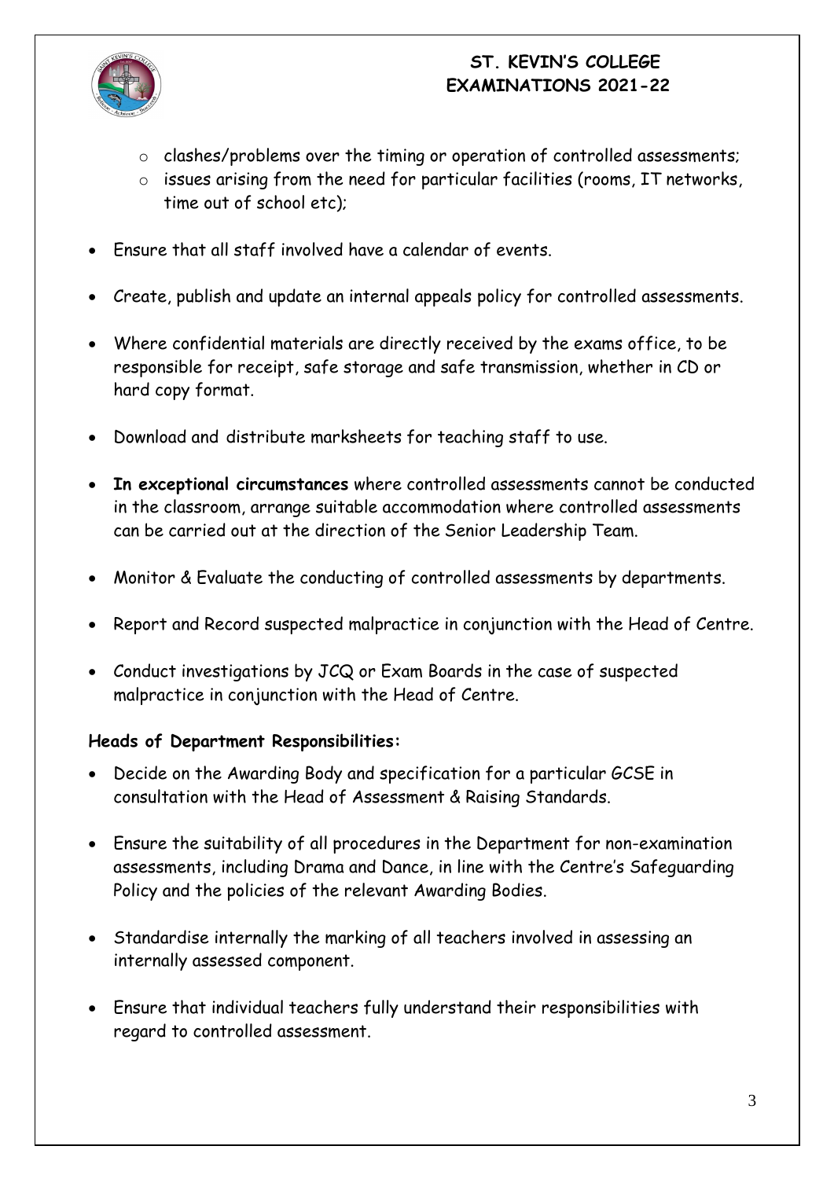- clashes/problems over the timing or operation of controlled assessments;
  - issues arising from the need for particular facilities (rooms, IT networks, time out of school etc);

- Ensure that all staff involved have a calendar of events.
- Create, publish and update an internal appeals policy for controlled assessments.
- Where confidential materials are directly received by the exams office, to be responsible for receipt, safe storage and safe transmission, whether in CD or hard copy format.
- Download and distribute marksheets for teaching staff to use.
- **In exceptional circumstances** where controlled assessments cannot be conducted in the classroom, arrange suitable accommodation where controlled assessments can be carried out at the direction of the Senior Leadership Team.
- Monitor & Evaluate the conducting of controlled assessments by departments.
- Report and Record suspected malpractice in conjunction with the Head of Centre.
- Conduct investigations by JCQ or Exam Boards in the case of suspected malpractice in conjunction with the Head of Centre.

**Heads of Department Responsibilities:**

- Decide on the Awarding Body and specification for a particular GCSE in consultation with the Head of Assessment & Raising Standards.
- Ensure the suitability of all procedures in the Department for non-examination assessments, including Drama and Dance, in line with the Centre's Safeguarding Policy and the policies of the relevant Awarding Bodies.
- Standardise internally the marking of all teachers involved in assessing an internally assessed component.
- Ensure that individual teachers fully understand their responsibilities with regard to controlled assessment.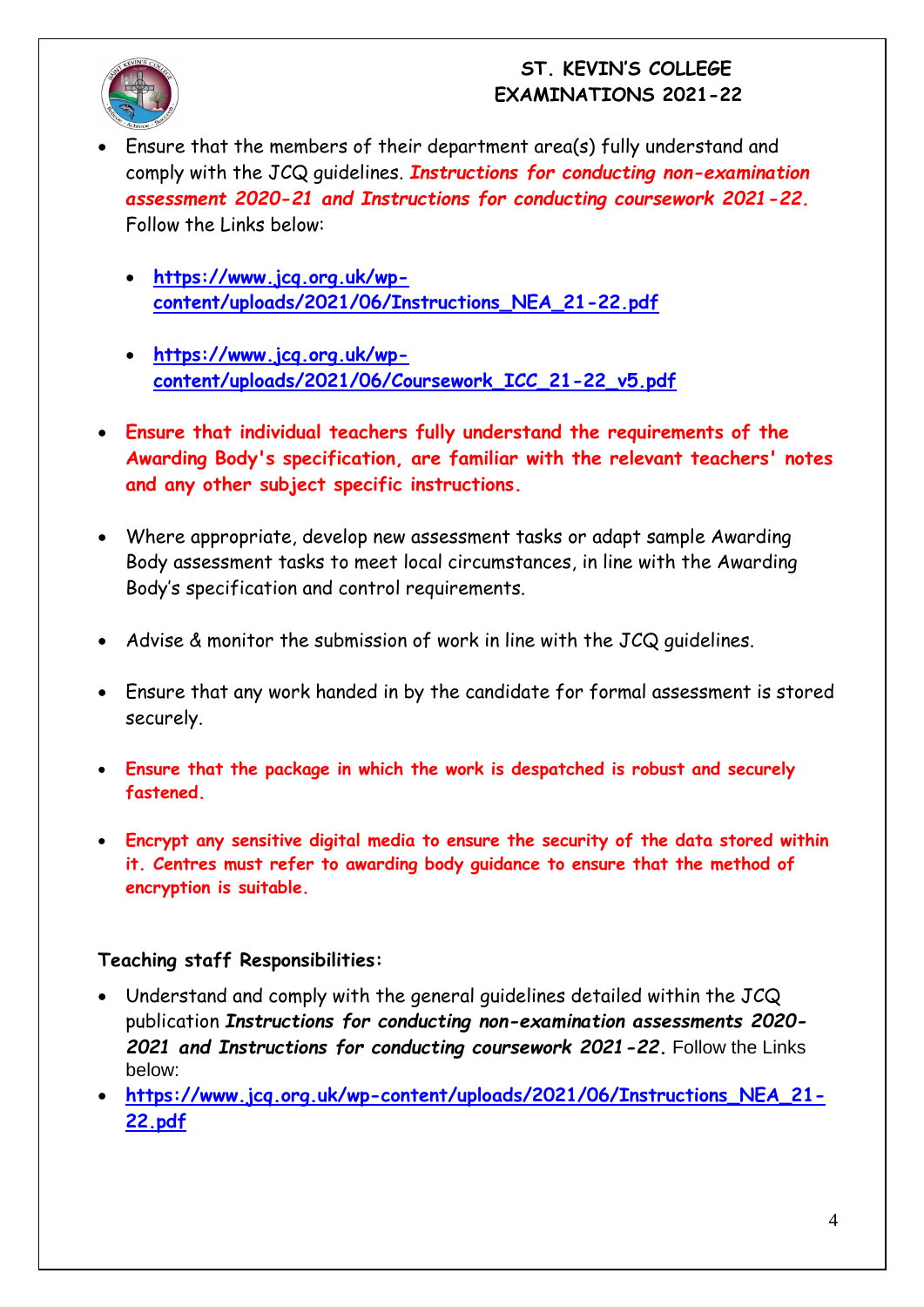- Ensure that the members of their department area(s) fully understand and comply with the JCQ guidelines. ***Instructions for conducting non-examination assessment 2020-21 and Instructions for conducting coursework 2021-22.*** Follow the Links below:

  - **https://www.jcq.org.uk/wp-content/uploads/2021/06/Instructions_NEA_21-22.pdf**

  - **https://www.jcq.org.uk/wp-content/uploads/2021/06/Coursework_ICC_21-22_v5.pdf**

- **Ensure that individual teachers fully understand the requirements of the Awarding Body's specification, are familiar with the relevant teachers' notes and any other subject specific instructions.**

- Where appropriate, develop new assessment tasks or adapt sample Awarding Body assessment tasks to meet local circumstances, in line with the Awarding Body's specification and control requirements.

- Advise & monitor the submission of work in line with the JCQ guidelines.

- Ensure that any work handed in by the candidate for formal assessment is stored securely.

- **Ensure that the package in which the work is despatched is robust and securely fastened.**

- **Encrypt any sensitive digital media to ensure the security of the data stored within it. Centres must refer to awarding body guidance to ensure that the method of encryption is suitable.**

**Teaching staff Responsibilities:**

- Understand and comply with the general guidelines detailed within the JCQ publication ***Instructions for conducting non-examination assessments 2020-2021 and Instructions for conducting coursework 2021-22.*** Follow the Links below:
- **https://www.jcq.org.uk/wp-content/uploads/2021/06/Instructions_NEA_21-22.pdf**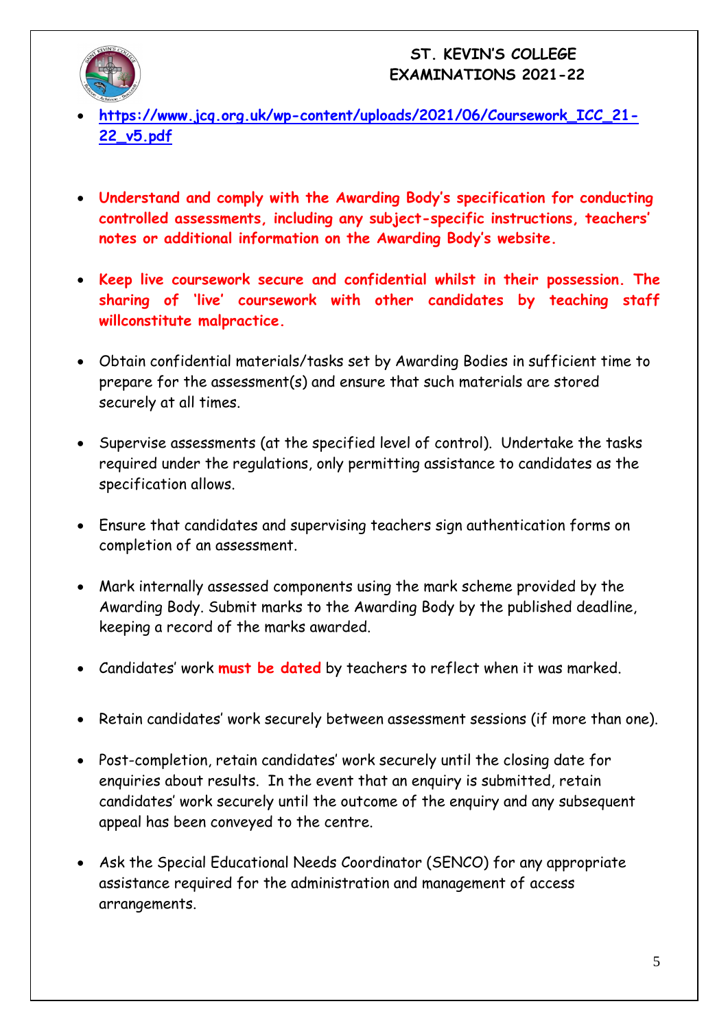- https://www.jcq.org.uk/wp-content/uploads/2021/06/Coursework_ICC_21-22_v5.pdf

- **Understand and comply with the Awarding Body's specification for conducting controlled assessments, including any subject-specific instructions, teachers' notes or additional information on the Awarding Body's website.**

- **Keep live coursework secure and confidential whilst in their possession. The sharing of 'live' coursework with other candidates by teaching staff willconstitute malpractice.**

- Obtain confidential materials/tasks set by Awarding Bodies in sufficient time to prepare for the assessment(s) and ensure that such materials are stored securely at all times.

- Supervise assessments (at the specified level of control). Undertake the tasks required under the regulations, only permitting assistance to candidates as the specification allows.

- Ensure that candidates and supervising teachers sign authentication forms on completion of an assessment.

- Mark internally assessed components using the mark scheme provided by the Awarding Body. Submit marks to the Awarding Body by the published deadline, keeping a record of the marks awarded.

- Candidates' work **must be dated** by teachers to reflect when it was marked.

- Retain candidates' work securely between assessment sessions (if more than one).

- Post-completion, retain candidates' work securely until the closing date for enquiries about results. In the event that an enquiry is submitted, retain candidates' work securely until the outcome of the enquiry and any subsequent appeal has been conveyed to the centre.

- Ask the Special Educational Needs Coordinator (SENCO) for any appropriate assistance required for the administration and management of access arrangements.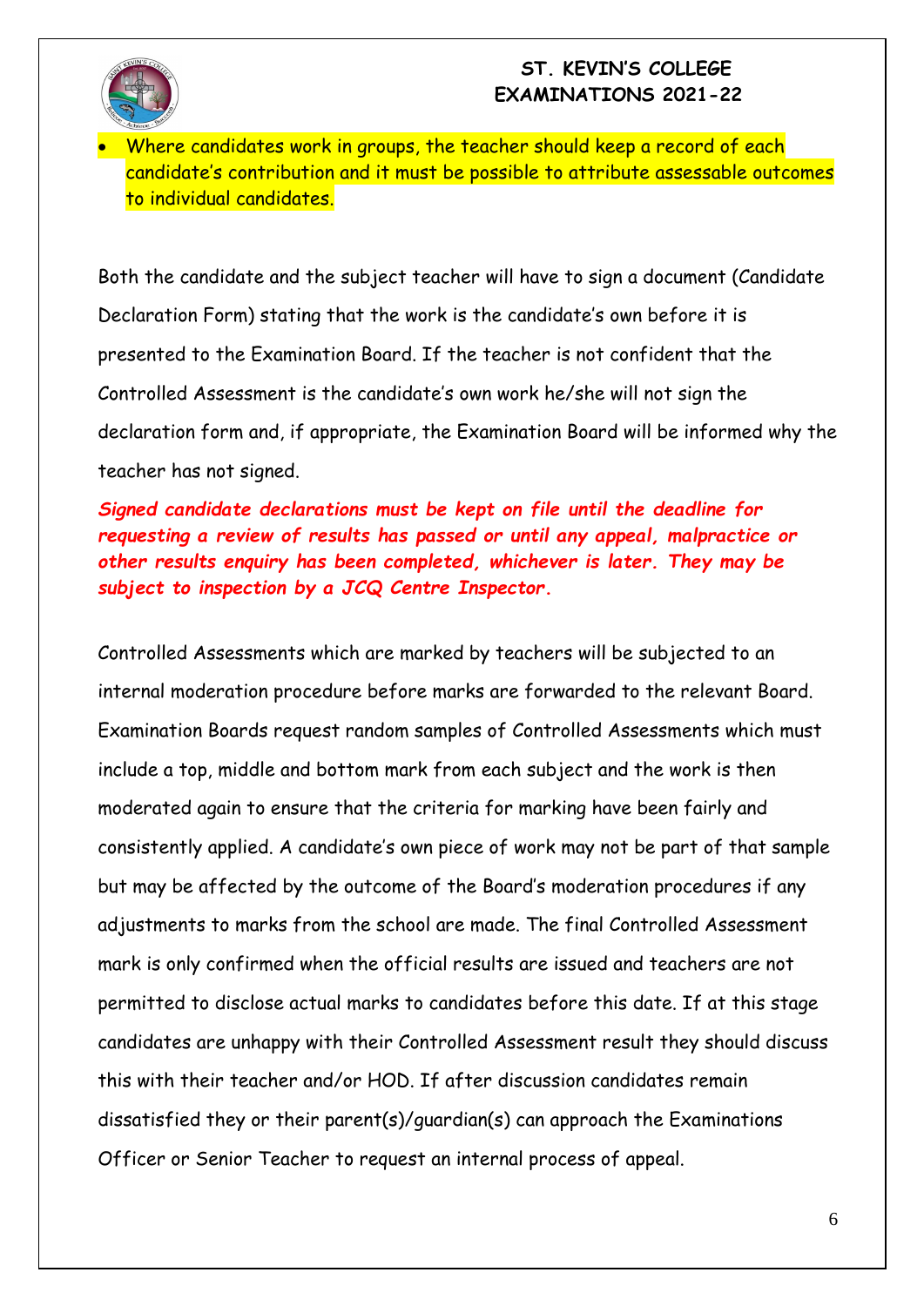- Where candidates work in groups, the teacher should keep a record of each candidate's contribution and it must be possible to attribute assessable outcomes to individual candidates.

Both the candidate and the subject teacher will have to sign a document (Candidate Declaration Form) stating that the work is the candidate's own before it is presented to the Examination Board. If the teacher is not confident that the Controlled Assessment is the candidate's own work he/she will not sign the declaration form and, if appropriate, the Examination Board will be informed why the teacher has not signed.

***Signed candidate declarations must be kept on file until the deadline for requesting a review of results has passed or until any appeal, malpractice or other results enquiry has been completed, whichever is later. They may be subject to inspection by a JCQ Centre Inspector.***

Controlled Assessments which are marked by teachers will be subjected to an internal moderation procedure before marks are forwarded to the relevant Board. Examination Boards request random samples of Controlled Assessments which must include a top, middle and bottom mark from each subject and the work is then moderated again to ensure that the criteria for marking have been fairly and consistently applied. A candidate's own piece of work may not be part of that sample but may be affected by the outcome of the Board's moderation procedures if any adjustments to marks from the school are made. The final Controlled Assessment mark is only confirmed when the official results are issued and teachers are not permitted to disclose actual marks to candidates before this date. If at this stage candidates are unhappy with their Controlled Assessment result they should discuss this with their teacher and/or HOD. If after discussion candidates remain dissatisfied they or their parent(s)/guardian(s) can approach the Examinations Officer or Senior Teacher to request an internal process of appeal.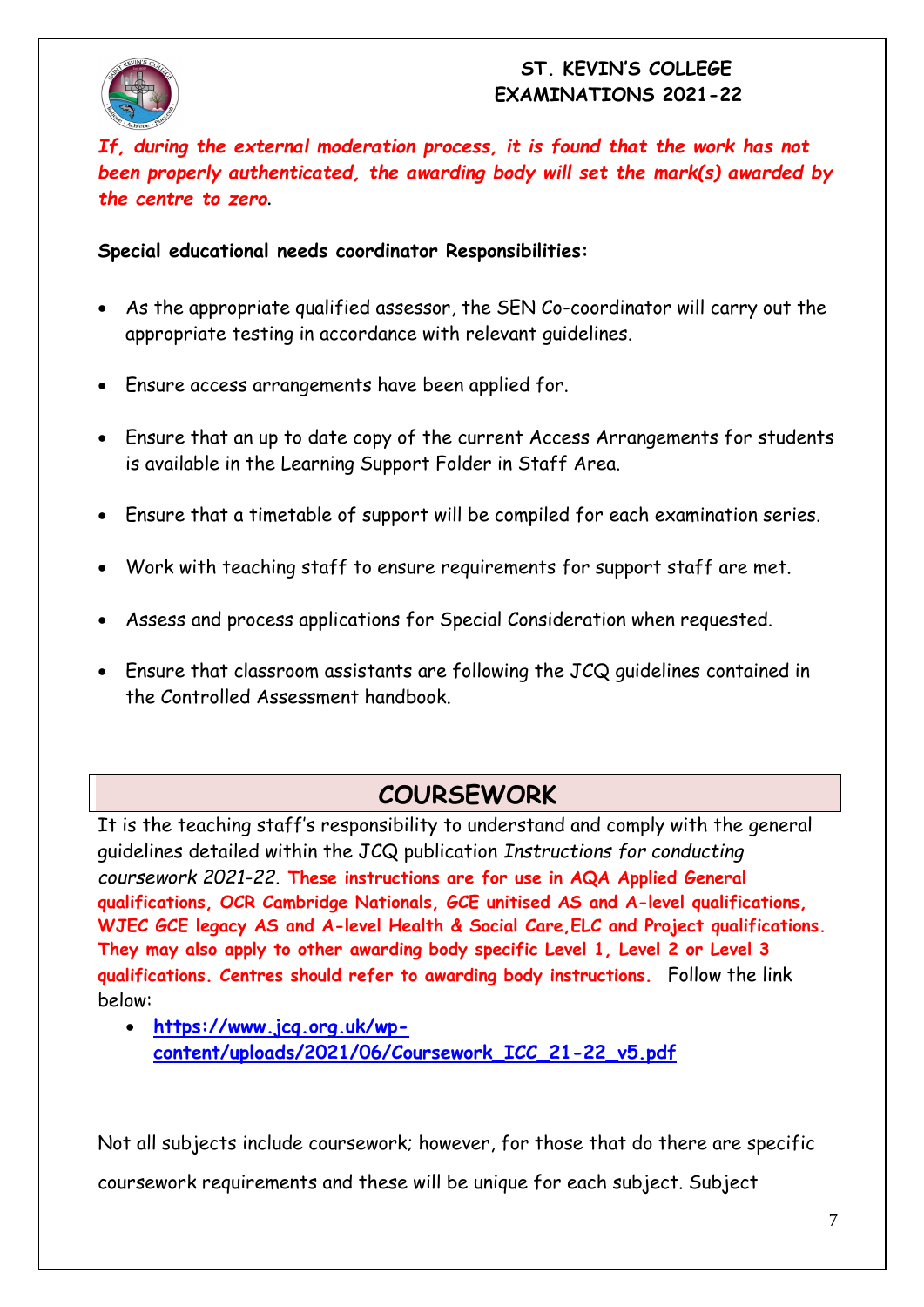*If, during the external moderation process, it is found that the work has not been properly authenticated, the awarding body will set the mark(s) awarded by the centre to zero.*

**Special educational needs coordinator Responsibilities:**

- As the appropriate qualified assessor, the SEN Co-coordinator will carry out the appropriate testing in accordance with relevant guidelines.
- Ensure access arrangements have been applied for.
- Ensure that an up to date copy of the current Access Arrangements for students is available in the Learning Support Folder in Staff Area.
- Ensure that a timetable of support will be compiled for each examination series.
- Work with teaching staff to ensure requirements for support staff are met.
- Assess and process applications for Special Consideration when requested.
- Ensure that classroom assistants are following the JCQ guidelines contained in the Controlled Assessment handbook.

## COURSEWORK

It is the teaching staff's responsibility to understand and comply with the general guidelines detailed within the JCQ publication *Instructions for conducting coursework 2021-22*. **These instructions are for use in AQA Applied General qualifications, OCR Cambridge Nationals, GCE unitised AS and A-level qualifications, WJEC GCE legacy AS and A-level Health & Social Care,ELC and Project qualifications. They may also apply to other awarding body specific Level 1, Level 2 or Level 3 qualifications. Centres should refer to awarding body instructions.** Follow the link below:

- **https://www.jcq.org.uk/wp-content/uploads/2021/06/Coursework_ICC_21-22_v5.pdf**

Not all subjects include coursework; however, for those that do there are specific coursework requirements and these will be unique for each subject. Subject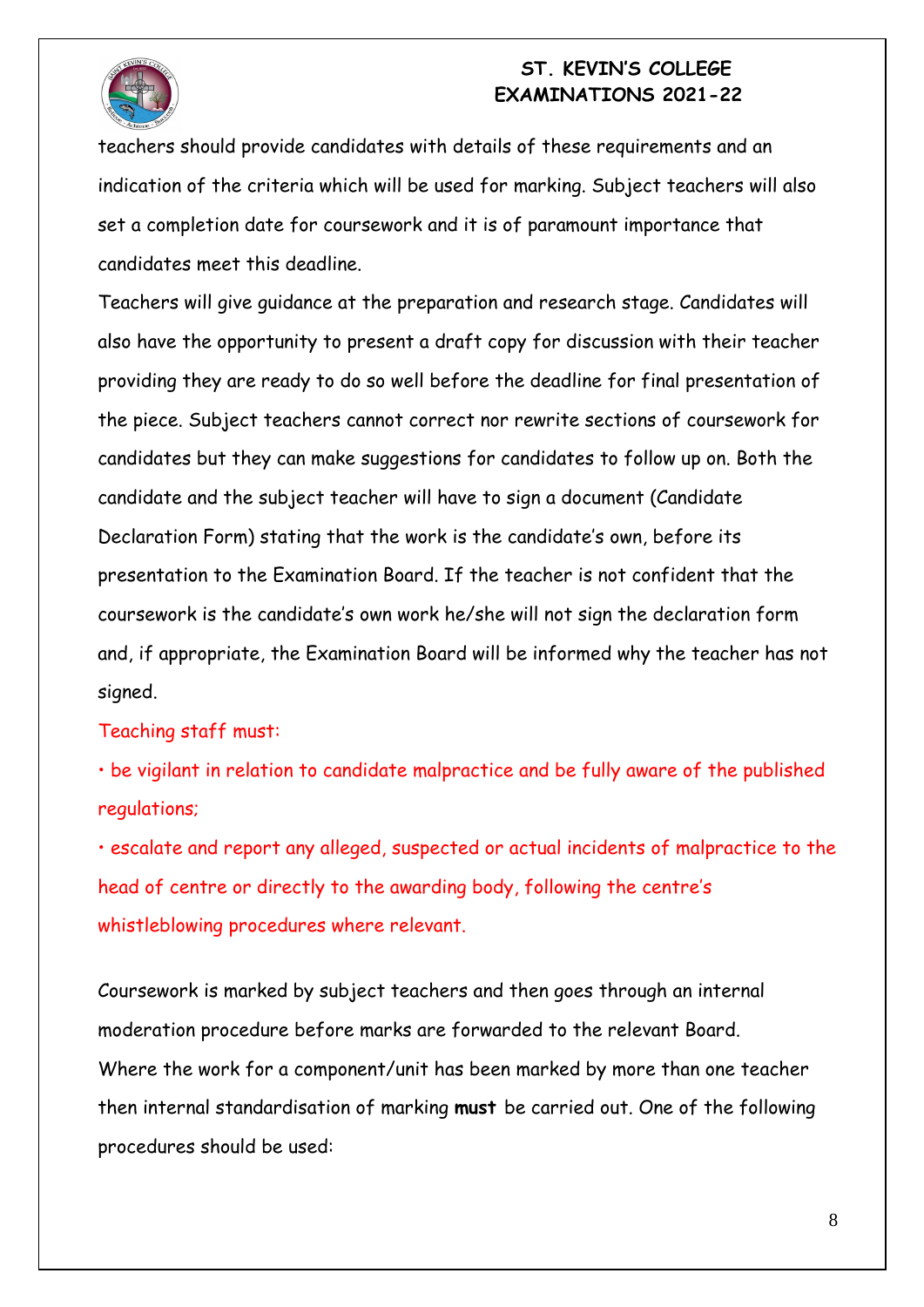teachers should provide candidates with details of these requirements and an indication of the criteria which will be used for marking. Subject teachers will also set a completion date for coursework and it is of paramount importance that candidates meet this deadline.

Teachers will give guidance at the preparation and research stage. Candidates will also have the opportunity to present a draft copy for discussion with their teacher providing they are ready to do so well before the deadline for final presentation of the piece. Subject teachers cannot correct nor rewrite sections of coursework for candidates but they can make suggestions for candidates to follow up on. Both the candidate and the subject teacher will have to sign a document (Candidate Declaration Form) stating that the work is the candidate's own, before its presentation to the Examination Board. If the teacher is not confident that the coursework is the candidate's own work he/she will not sign the declaration form and, if appropriate, the Examination Board will be informed why the teacher has not signed.

Teaching staff must:

- be vigilant in relation to candidate malpractice and be fully aware of the published regulations;
- escalate and report any alleged, suspected or actual incidents of malpractice to the head of centre or directly to the awarding body, following the centre's whistleblowing procedures where relevant.

Coursework is marked by subject teachers and then goes through an internal moderation procedure before marks are forwarded to the relevant Board.

Where the work for a component/unit has been marked by more than one teacher then internal standardisation of marking **must** be carried out. One of the following procedures should be used: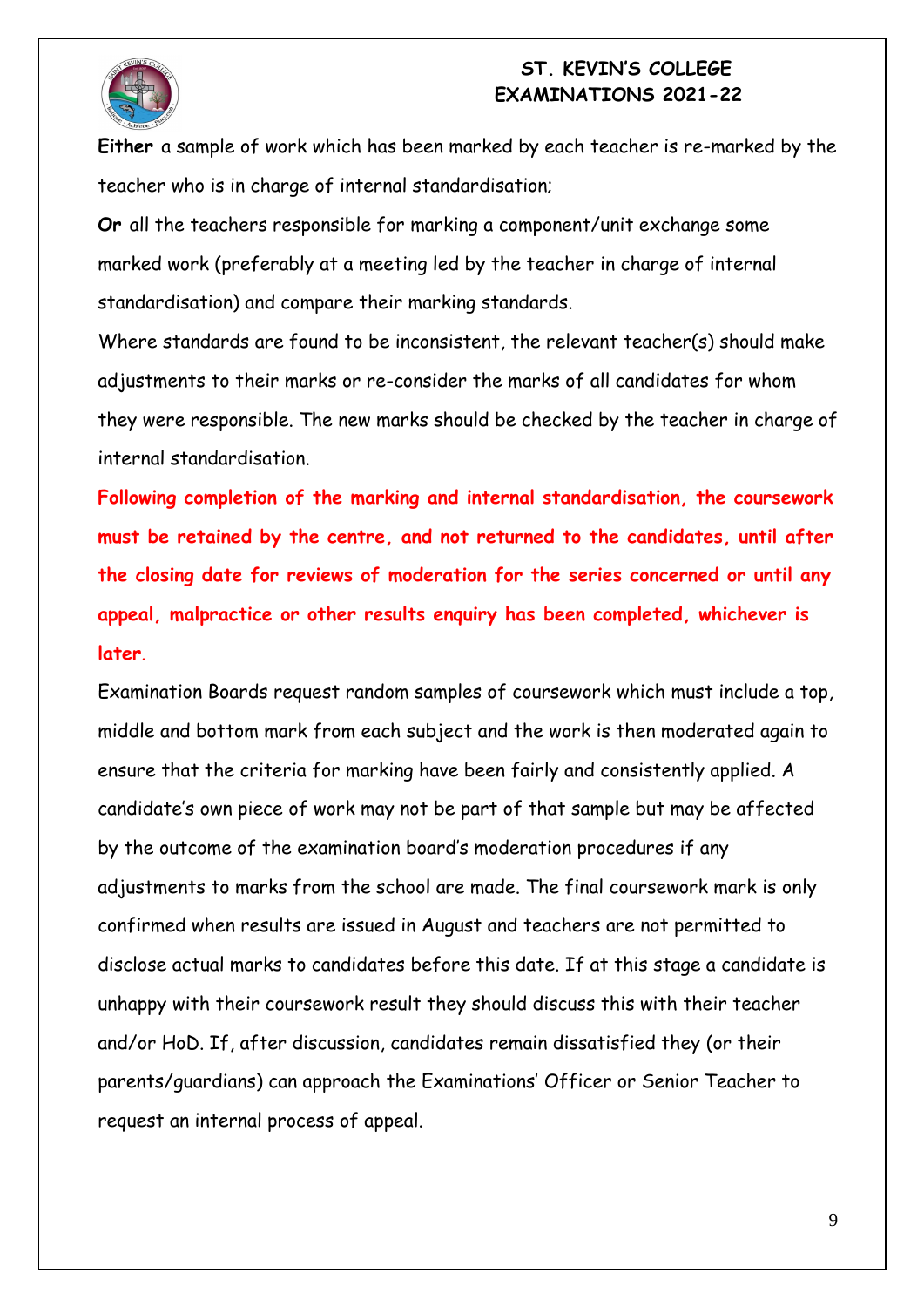**Either** a sample of work which has been marked by each teacher is re-marked by the teacher who is in charge of internal standardisation;

**Or** all the teachers responsible for marking a component/unit exchange some marked work (preferably at a meeting led by the teacher in charge of internal standardisation) and compare their marking standards.

Where standards are found to be inconsistent, the relevant teacher(s) should make adjustments to their marks or re-consider the marks of all candidates for whom they were responsible. The new marks should be checked by the teacher in charge of internal standardisation.

**Following completion of the marking and internal standardisation, the coursework must be retained by the centre, and not returned to the candidates, until after the closing date for reviews of moderation for the series concerned or until any appeal, malpractice or other results enquiry has been completed, whichever is later.**

Examination Boards request random samples of coursework which must include a top, middle and bottom mark from each subject and the work is then moderated again to ensure that the criteria for marking have been fairly and consistently applied. A candidate's own piece of work may not be part of that sample but may be affected by the outcome of the examination board's moderation procedures if any adjustments to marks from the school are made. The final coursework mark is only confirmed when results are issued in August and teachers are not permitted to disclose actual marks to candidates before this date. If at this stage a candidate is unhappy with their coursework result they should discuss this with their teacher and/or HoD. If, after discussion, candidates remain dissatisfied they (or their parents/guardians) can approach the Examinations' Officer or Senior Teacher to request an internal process of appeal.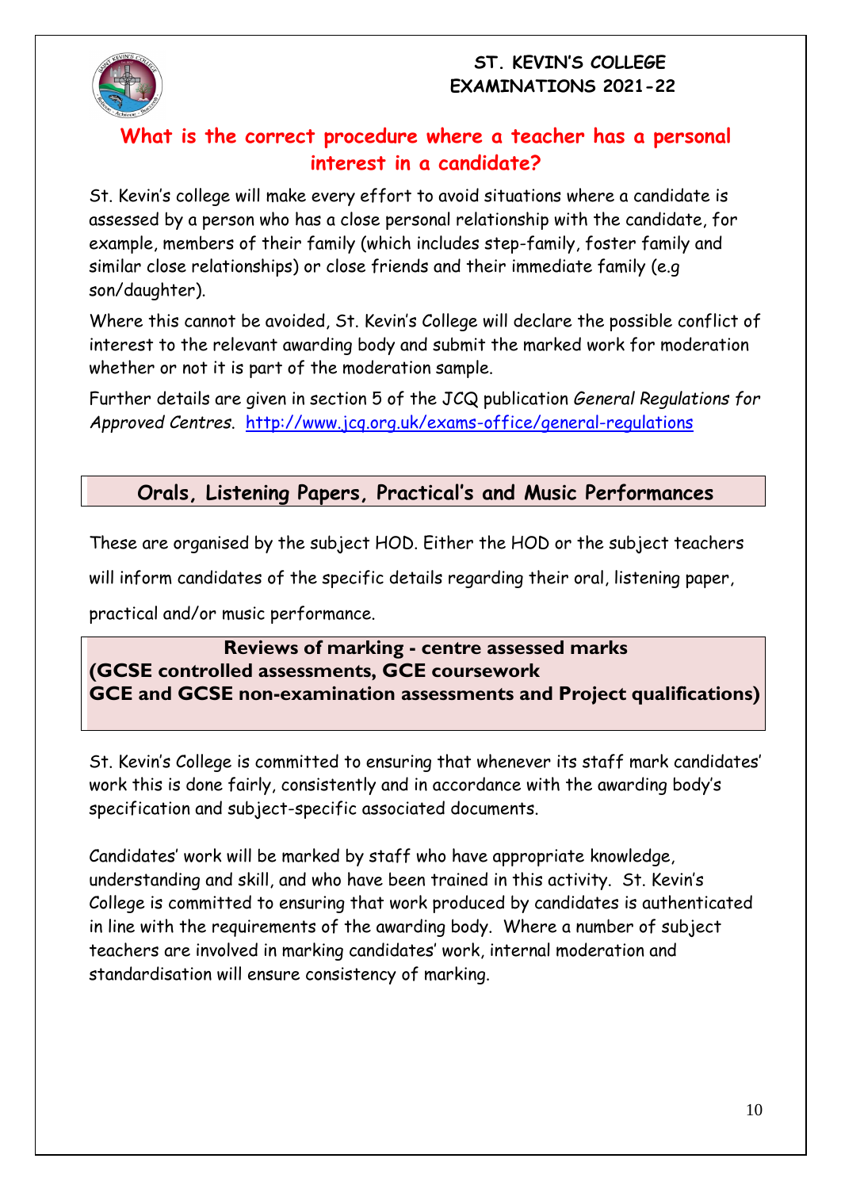## What is the correct procedure where a teacher has a personal interest in a candidate?

St. Kevin's college will make every effort to avoid situations where a candidate is assessed by a person who has a close personal relationship with the candidate, for example, members of their family (which includes step-family, foster family and similar close relationships) or close friends and their immediate family (e.g son/daughter).

Where this cannot be avoided, St. Kevin's College will declare the possible conflict of interest to the relevant awarding body and submit the marked work for moderation whether or not it is part of the moderation sample.

Further details are given in section 5 of the JCQ publication *General Regulations for Approved Centres*. http://www.jcq.org.uk/exams-office/general-regulations

## Orals, Listening Papers, Practical's and Music Performances

These are organised by the subject HOD. Either the HOD or the subject teachers will inform candidates of the specific details regarding their oral, listening paper, practical and/or music performance.

## Reviews of marking - centre assessed marks (GCSE controlled assessments, GCE coursework GCE and GCSE non-examination assessments and Project qualifications)

St. Kevin's College is committed to ensuring that whenever its staff mark candidates' work this is done fairly, consistently and in accordance with the awarding body's specification and subject-specific associated documents.

Candidates' work will be marked by staff who have appropriate knowledge, understanding and skill, and who have been trained in this activity. St. Kevin's College is committed to ensuring that work produced by candidates is authenticated in line with the requirements of the awarding body. Where a number of subject teachers are involved in marking candidates' work, internal moderation and standardisation will ensure consistency of marking.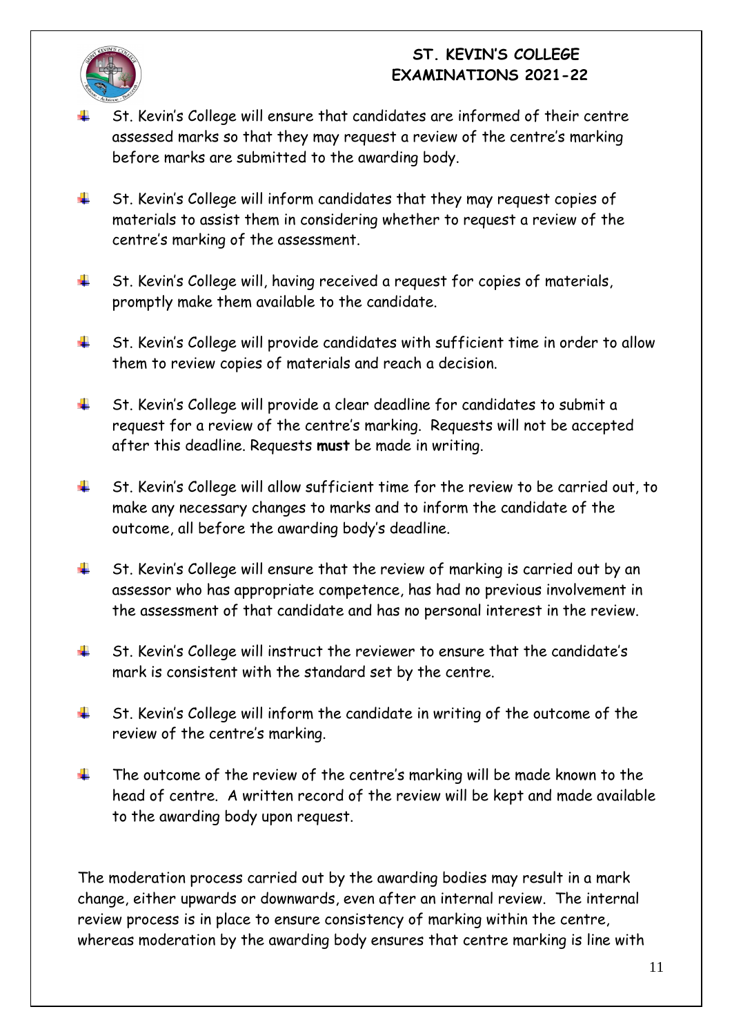- St. Kevin's College will ensure that candidates are informed of their centre assessed marks so that they may request a review of the centre's marking before marks are submitted to the awarding body.
- St. Kevin's College will inform candidates that they may request copies of materials to assist them in considering whether to request a review of the centre's marking of the assessment.
- St. Kevin's College will, having received a request for copies of materials, promptly make them available to the candidate.
- St. Kevin's College will provide candidates with sufficient time in order to allow them to review copies of materials and reach a decision.
- St. Kevin's College will provide a clear deadline for candidates to submit a request for a review of the centre's marking. Requests will not be accepted after this deadline. Requests **must** be made in writing.
- St. Kevin's College will allow sufficient time for the review to be carried out, to make any necessary changes to marks and to inform the candidate of the outcome, all before the awarding body's deadline.
- St. Kevin's College will ensure that the review of marking is carried out by an assessor who has appropriate competence, has had no previous involvement in the assessment of that candidate and has no personal interest in the review.
- St. Kevin's College will instruct the reviewer to ensure that the candidate's mark is consistent with the standard set by the centre.
- St. Kevin's College will inform the candidate in writing of the outcome of the review of the centre's marking.
- The outcome of the review of the centre's marking will be made known to the head of centre. A written record of the review will be kept and made available to the awarding body upon request.

The moderation process carried out by the awarding bodies may result in a mark change, either upwards or downwards, even after an internal review. The internal review process is in place to ensure consistency of marking within the centre, whereas moderation by the awarding body ensures that centre marking is line with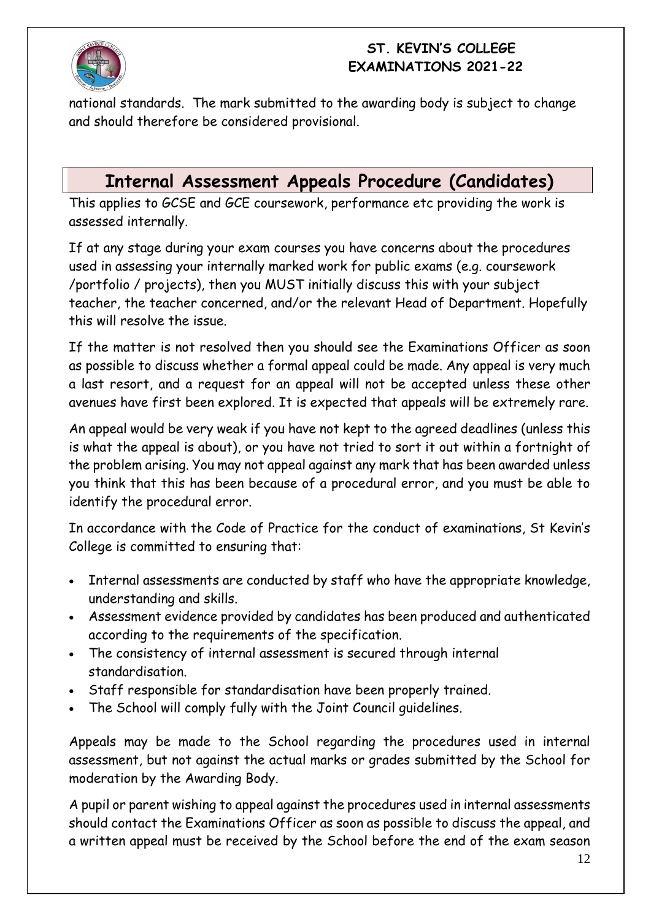national standards. The mark submitted to the awarding body is subject to change and should therefore be considered provisional.

## Internal Assessment Appeals Procedure (Candidates)

This applies to GCSE and GCE coursework, performance etc providing the work is assessed internally.

If at any stage during your exam courses you have concerns about the procedures used in assessing your internally marked work for public exams (e.g. coursework /portfolio / projects), then you MUST initially discuss this with your subject teacher, the teacher concerned, and/or the relevant Head of Department. Hopefully this will resolve the issue.

If the matter is not resolved then you should see the Examinations Officer as soon as possible to discuss whether a formal appeal could be made. Any appeal is very much a last resort, and a request for an appeal will not be accepted unless these other avenues have first been explored. It is expected that appeals will be extremely rare.

An appeal would be very weak if you have not kept to the agreed deadlines (unless this is what the appeal is about), or you have not tried to sort it out within a fortnight of the problem arising. You may not appeal against any mark that has been awarded unless you think that this has been because of a procedural error, and you must be able to identify the procedural error.

In accordance with the Code of Practice for the conduct of examinations, St Kevin's College is committed to ensuring that:

- Internal assessments are conducted by staff who have the appropriate knowledge, understanding and skills.
- Assessment evidence provided by candidates has been produced and authenticated according to the requirements of the specification.
- The consistency of internal assessment is secured through internal standardisation.
- Staff responsible for standardisation have been properly trained.
- The School will comply fully with the Joint Council guidelines.

Appeals may be made to the School regarding the procedures used in internal assessment, but not against the actual marks or grades submitted by the School for moderation by the Awarding Body.

A pupil or parent wishing to appeal against the procedures used in internal assessments should contact the Examinations Officer as soon as possible to discuss the appeal, and a written appeal must be received by the School before the end of the exam season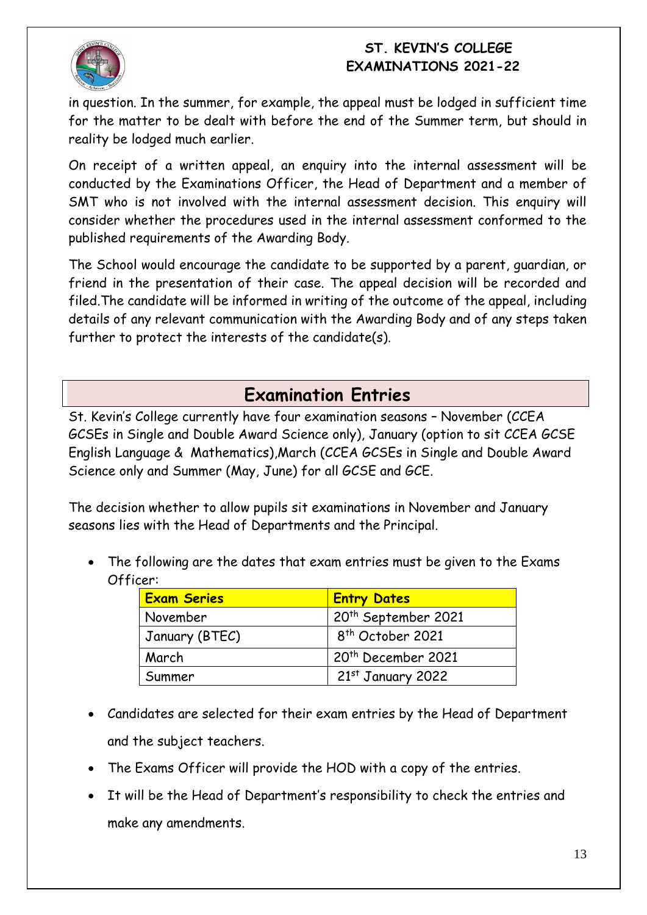in question. In the summer, for example, the appeal must be lodged in sufficient time for the matter to be dealt with before the end of the Summer term, but should in reality be lodged much earlier.

On receipt of a written appeal, an enquiry into the internal assessment will be conducted by the Examinations Officer, the Head of Department and a member of SMT who is not involved with the internal assessment decision. This enquiry will consider whether the procedures used in the internal assessment conformed to the published requirements of the Awarding Body.

The School would encourage the candidate to be supported by a parent, guardian, or friend in the presentation of their case. The appeal decision will be recorded and filed.The candidate will be informed in writing of the outcome of the appeal, including details of any relevant communication with the Awarding Body and of any steps taken further to protect the interests of the candidate(s).

## Examination Entries

St. Kevin's College currently have four examination seasons – November (CCEA GCSEs in Single and Double Award Science only), January (option to sit CCEA GCSE English Language & Mathematics),March (CCEA GCSEs in Single and Double Award Science only and Summer (May, June) for all GCSE and GCE.

The decision whether to allow pupils sit examinations in November and January seasons lies with the Head of Departments and the Principal.

- The following are the dates that exam entries must be given to the Exams Officer:

| Exam Series | Entry Dates |
|---|---|
| November | 20th September 2021 |
| January (BTEC) | 8th October 2021 |
| March | 20th December 2021 |
| Summer | 21st January 2022 |

- Candidates are selected for their exam entries by the Head of Department and the subject teachers.
- The Exams Officer will provide the HOD with a copy of the entries.
- It will be the Head of Department's responsibility to check the entries and make any amendments.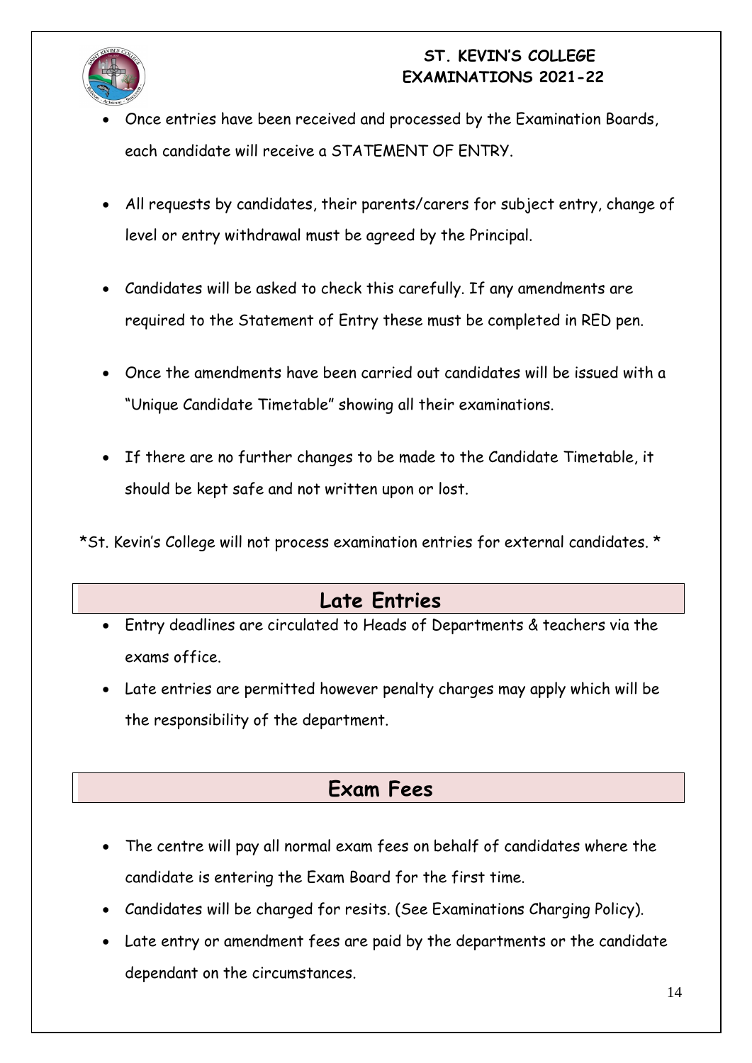- Once entries have been received and processed by the Examination Boards, each candidate will receive a STATEMENT OF ENTRY.
- All requests by candidates, their parents/carers for subject entry, change of level or entry withdrawal must be agreed by the Principal.
- Candidates will be asked to check this carefully. If any amendments are required to the Statement of Entry these must be completed in RED pen.
- Once the amendments have been carried out candidates will be issued with a "Unique Candidate Timetable" showing all their examinations.
- If there are no further changes to be made to the Candidate Timetable, it should be kept safe and not written upon or lost.

*St. Kevin's College will not process examination entries for external candidates. *

## Late Entries

- Entry deadlines are circulated to Heads of Departments & teachers via the exams office.
- Late entries are permitted however penalty charges may apply which will be the responsibility of the department.

## Exam Fees

- The centre will pay all normal exam fees on behalf of candidates where the candidate is entering the Exam Board for the first time.
- Candidates will be charged for resits. (See Examinations Charging Policy).
- Late entry or amendment fees are paid by the departments or the candidate dependant on the circumstances.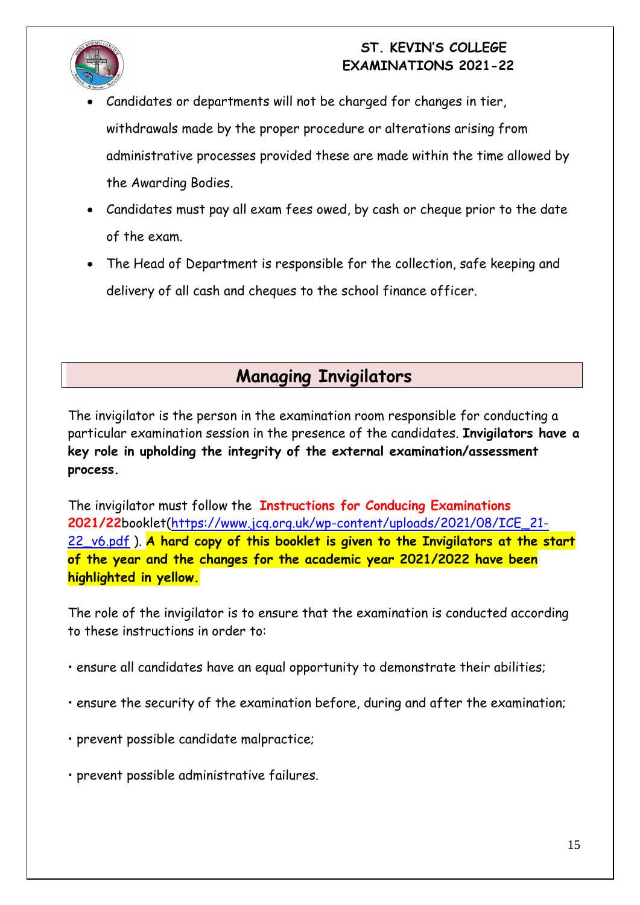- Candidates or departments will not be charged for changes in tier, withdrawals made by the proper procedure or alterations arising from administrative processes provided these are made within the time allowed by the Awarding Bodies.
- Candidates must pay all exam fees owed, by cash or cheque prior to the date of the exam.
- The Head of Department is responsible for the collection, safe keeping and delivery of all cash and cheques to the school finance officer.

## Managing Invigilators

The invigilator is the person in the examination room responsible for conducting a particular examination session in the presence of the candidates. **Invigilators have a key role in upholding the integrity of the external examination/assessment process.**

The invigilator must follow the **Instructions for Conducing Examinations 2021/22** booklet(https://www.jcq.org.uk/wp-content/uploads/2021/08/ICE_21-22_v6.pdf ). **A hard copy of this booklet is given to the Invigilators at the start of the year and the changes for the academic year 2021/2022 have been highlighted in yellow.**

The role of the invigilator is to ensure that the examination is conducted according to these instructions in order to:

- ensure all candidates have an equal opportunity to demonstrate their abilities;
- ensure the security of the examination before, during and after the examination;
- prevent possible candidate malpractice;
- prevent possible administrative failures.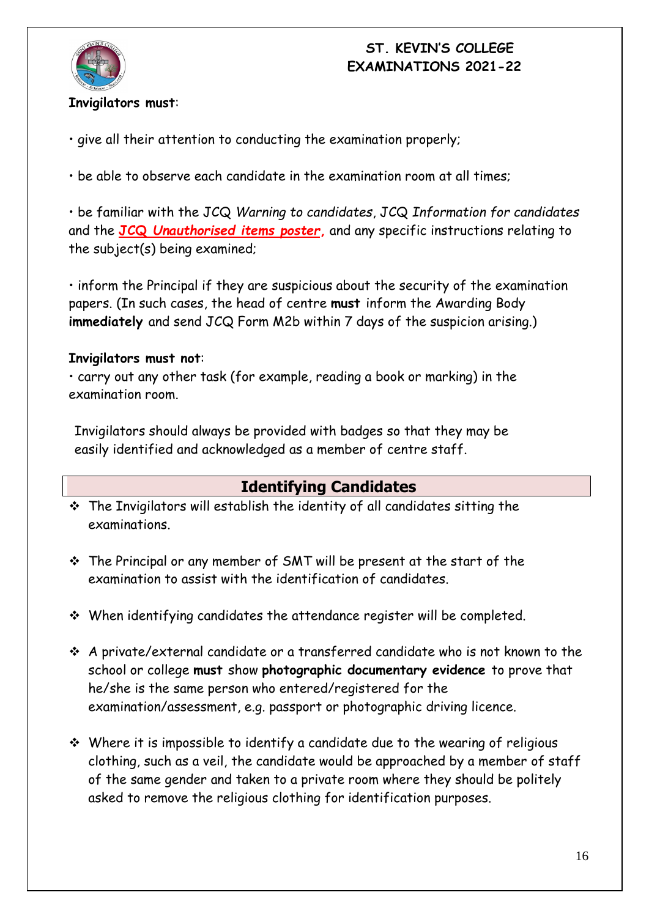**Invigilators must**:

• give all their attention to conducting the examination properly;

• be able to observe each candidate in the examination room at all times;

• be familiar with the JCQ *Warning to candidates*, JCQ *Information for candidates* and the ***JCQ Unauthorised items poster***, and any specific instructions relating to the subject(s) being examined;

• inform the Principal if they are suspicious about the security of the examination papers. (In such cases, the head of centre **must** inform the Awarding Body **immediately** and send JCQ Form M2b within 7 days of the suspicion arising.)

**Invigilators must not**:
• carry out any other task (for example, reading a book or marking) in the examination room.

Invigilators should always be provided with badges so that they may be easily identified and acknowledged as a member of centre staff.

## Identifying Candidates

- The Invigilators will establish the identity of all candidates sitting the examinations.
- The Principal or any member of SMT will be present at the start of the examination to assist with the identification of candidates.
- When identifying candidates the attendance register will be completed.
- A private/external candidate or a transferred candidate who is not known to the school or college **must** show **photographic documentary evidence** to prove that he/she is the same person who entered/registered for the examination/assessment, e.g. passport or photographic driving licence.
- Where it is impossible to identify a candidate due to the wearing of religious clothing, such as a veil, the candidate would be approached by a member of staff of the same gender and taken to a private room where they should be politely asked to remove the religious clothing for identification purposes.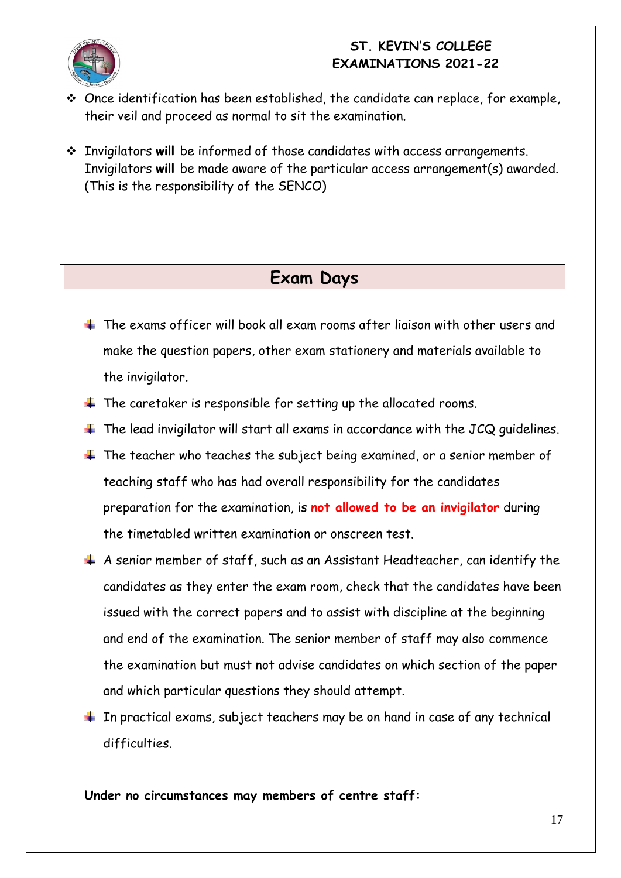- Once identification has been established, the candidate can replace, for example, their veil and proceed as normal to sit the examination.

- Invigilators **will** be informed of those candidates with access arrangements. Invigilators **will** be made aware of the particular access arrangement(s) awarded. (This is the responsibility of the SENCO)

## Exam Days

- The exams officer will book all exam rooms after liaison with other users and make the question papers, other exam stationery and materials available to the invigilator.
- The caretaker is responsible for setting up the allocated rooms.
- The lead invigilator will start all exams in accordance with the JCQ guidelines.
- The teacher who teaches the subject being examined, or a senior member of teaching staff who has had overall responsibility for the candidates preparation for the examination, is **not allowed to be an invigilator** during the timetabled written examination or onscreen test.
- A senior member of staff, such as an Assistant Headteacher, can identify the candidates as they enter the exam room, check that the candidates have been issued with the correct papers and to assist with discipline at the beginning and end of the examination. The senior member of staff may also commence the examination but must not advise candidates on which section of the paper and which particular questions they should attempt.
- In practical exams, subject teachers may be on hand in case of any technical difficulties.

**Under no circumstances may members of centre staff:**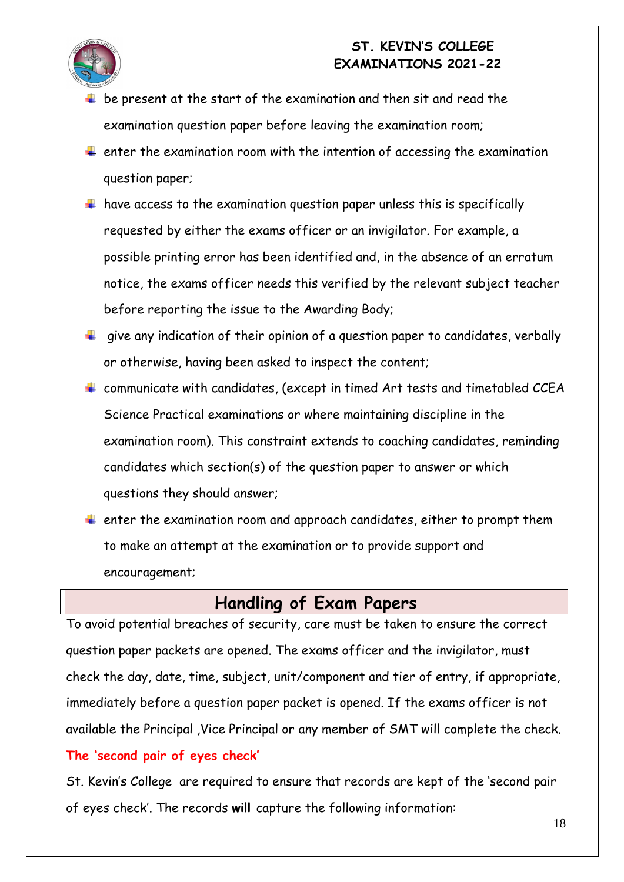- be present at the start of the examination and then sit and read the examination question paper before leaving the examination room;
- enter the examination room with the intention of accessing the examination question paper;
- have access to the examination question paper unless this is specifically requested by either the exams officer or an invigilator. For example, a possible printing error has been identified and, in the absence of an erratum notice, the exams officer needs this verified by the relevant subject teacher before reporting the issue to the Awarding Body;
- give any indication of their opinion of a question paper to candidates, verbally or otherwise, having been asked to inspect the content;
- communicate with candidates, (except in timed Art tests and timetabled CCEA Science Practical examinations or where maintaining discipline in the examination room). This constraint extends to coaching candidates, reminding candidates which section(s) of the question paper to answer or which questions they should answer;
- enter the examination room and approach candidates, either to prompt them to make an attempt at the examination or to provide support and encouragement;

## Handling of Exam Papers

To avoid potential breaches of security, care must be taken to ensure the correct question paper packets are opened. The exams officer and the invigilator, must check the day, date, time, subject, unit/component and tier of entry, if appropriate, immediately before a question paper packet is opened. If the exams officer is not available the Principal ,Vice Principal or any member of SMT will complete the check.

**The 'second pair of eyes check'**

St. Kevin's College are required to ensure that records are kept of the 'second pair of eyes check'. The records **will** capture the following information: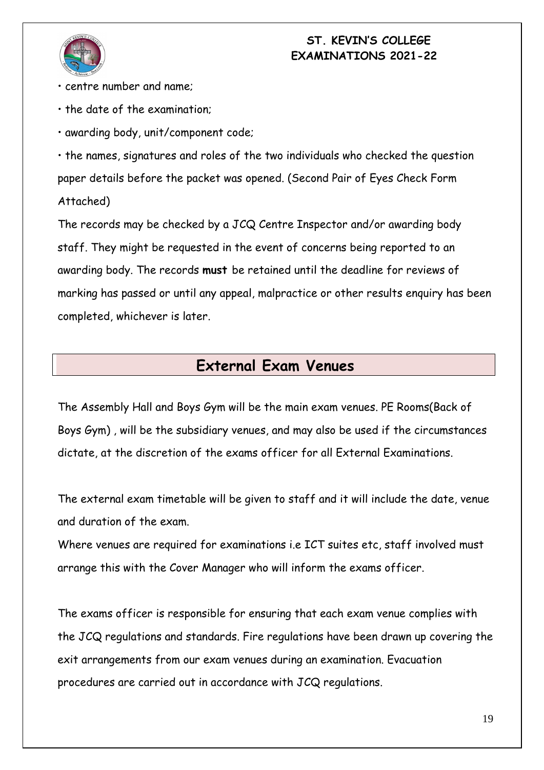- centre number and name;
- the date of the examination;
- awarding body, unit/component code;
- the names, signatures and roles of the two individuals who checked the question paper details before the packet was opened. (Second Pair of Eyes Check Form Attached)

The records may be checked by a JCQ Centre Inspector and/or awarding body staff. They might be requested in the event of concerns being reported to an awarding body. The records **must** be retained until the deadline for reviews of marking has passed or until any appeal, malpractice or other results enquiry has been completed, whichever is later.

## External Exam Venues

The Assembly Hall and Boys Gym will be the main exam venues. PE Rooms(Back of Boys Gym) , will be the subsidiary venues, and may also be used if the circumstances dictate, at the discretion of the exams officer for all External Examinations.

The external exam timetable will be given to staff and it will include the date, venue and duration of the exam.

Where venues are required for examinations i.e ICT suites etc, staff involved must arrange this with the Cover Manager who will inform the exams officer.

The exams officer is responsible for ensuring that each exam venue complies with the JCQ regulations and standards. Fire regulations have been drawn up covering the exit arrangements from our exam venues during an examination. Evacuation procedures are carried out in accordance with JCQ regulations.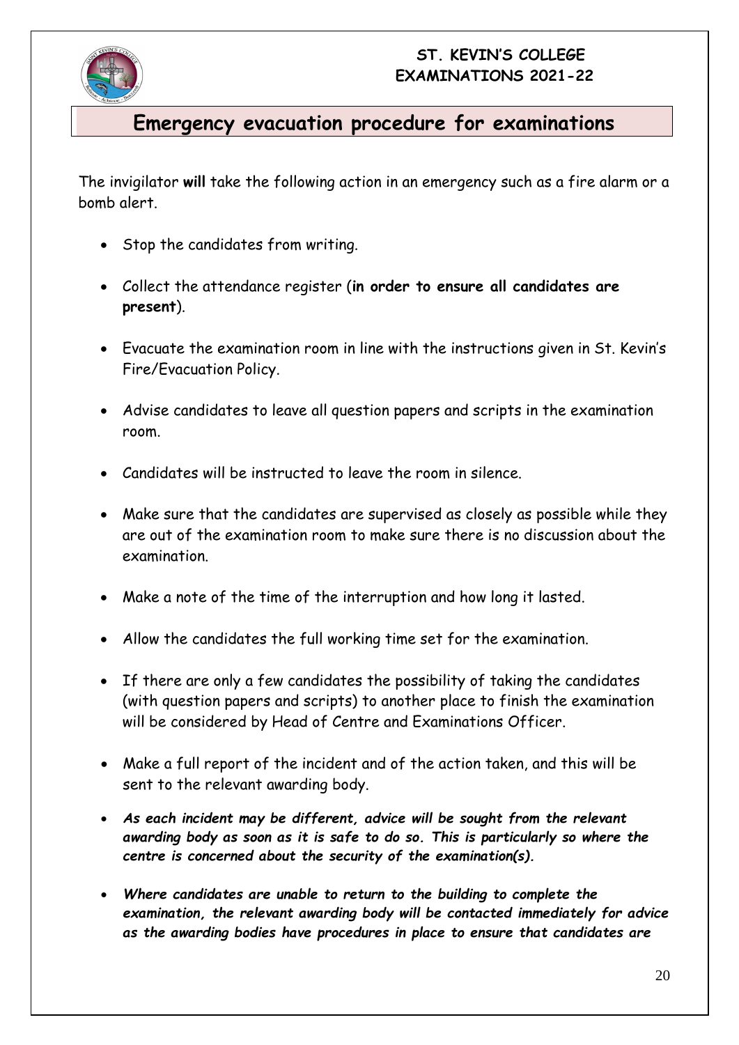# Emergency evacuation procedure for examinations

The invigilator **will** take the following action in an emergency such as a fire alarm or a bomb alert.

- Stop the candidates from writing.
- Collect the attendance register (**in order to ensure all candidates are present**).
- Evacuate the examination room in line with the instructions given in St. Kevin's Fire/Evacuation Policy.
- Advise candidates to leave all question papers and scripts in the examination room.
- Candidates will be instructed to leave the room in silence.
- Make sure that the candidates are supervised as closely as possible while they are out of the examination room to make sure there is no discussion about the examination.
- Make a note of the time of the interruption and how long it lasted.
- Allow the candidates the full working time set for the examination.
- If there are only a few candidates the possibility of taking the candidates (with question papers and scripts) to another place to finish the examination will be considered by Head of Centre and Examinations Officer.
- Make a full report of the incident and of the action taken, and this will be sent to the relevant awarding body.
- ***As each incident may be different, advice will be sought from the relevant awarding body as soon as it is safe to do so. This is particularly so where the centre is concerned about the security of the examination(s).***
- ***Where candidates are unable to return to the building to complete the examination, the relevant awarding body will be contacted immediately for advice as the awarding bodies have procedures in place to ensure that candidates are***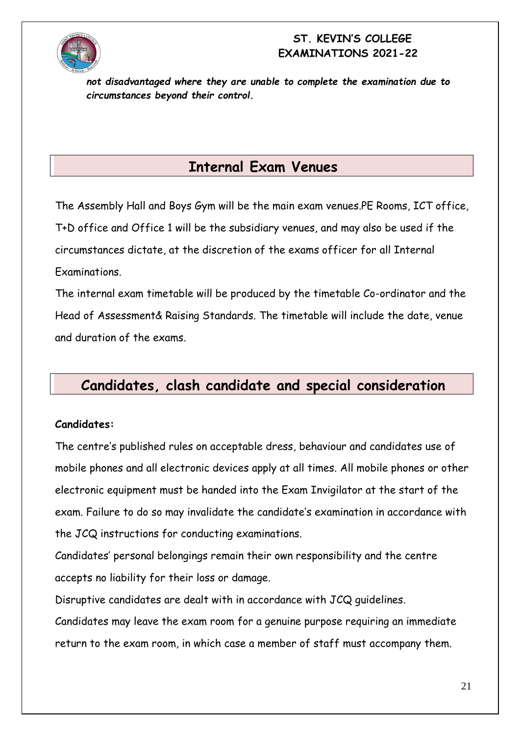***not disadvantaged where they are unable to complete the examination due to circumstances beyond their control.***

## Internal Exam Venues

The Assembly Hall and Boys Gym will be the main exam venues.PE Rooms, ICT office, T+D office and Office 1 will be the subsidiary venues, and may also be used if the circumstances dictate, at the discretion of the exams officer for all Internal Examinations.

The internal exam timetable will be produced by the timetable Co-ordinator and the Head of Assessment& Raising Standards. The timetable will include the date, venue and duration of the exams.

## Candidates, clash candidate and special consideration

**Candidates:**

The centre's published rules on acceptable dress, behaviour and candidates use of mobile phones and all electronic devices apply at all times. All mobile phones or other electronic equipment must be handed into the Exam Invigilator at the start of the exam. Failure to do so may invalidate the candidate's examination in accordance with the JCQ instructions for conducting examinations.

Candidates' personal belongings remain their own responsibility and the centre accepts no liability for their loss or damage.

Disruptive candidates are dealt with in accordance with JCQ guidelines.

Candidates may leave the exam room for a genuine purpose requiring an immediate return to the exam room, in which case a member of staff must accompany them.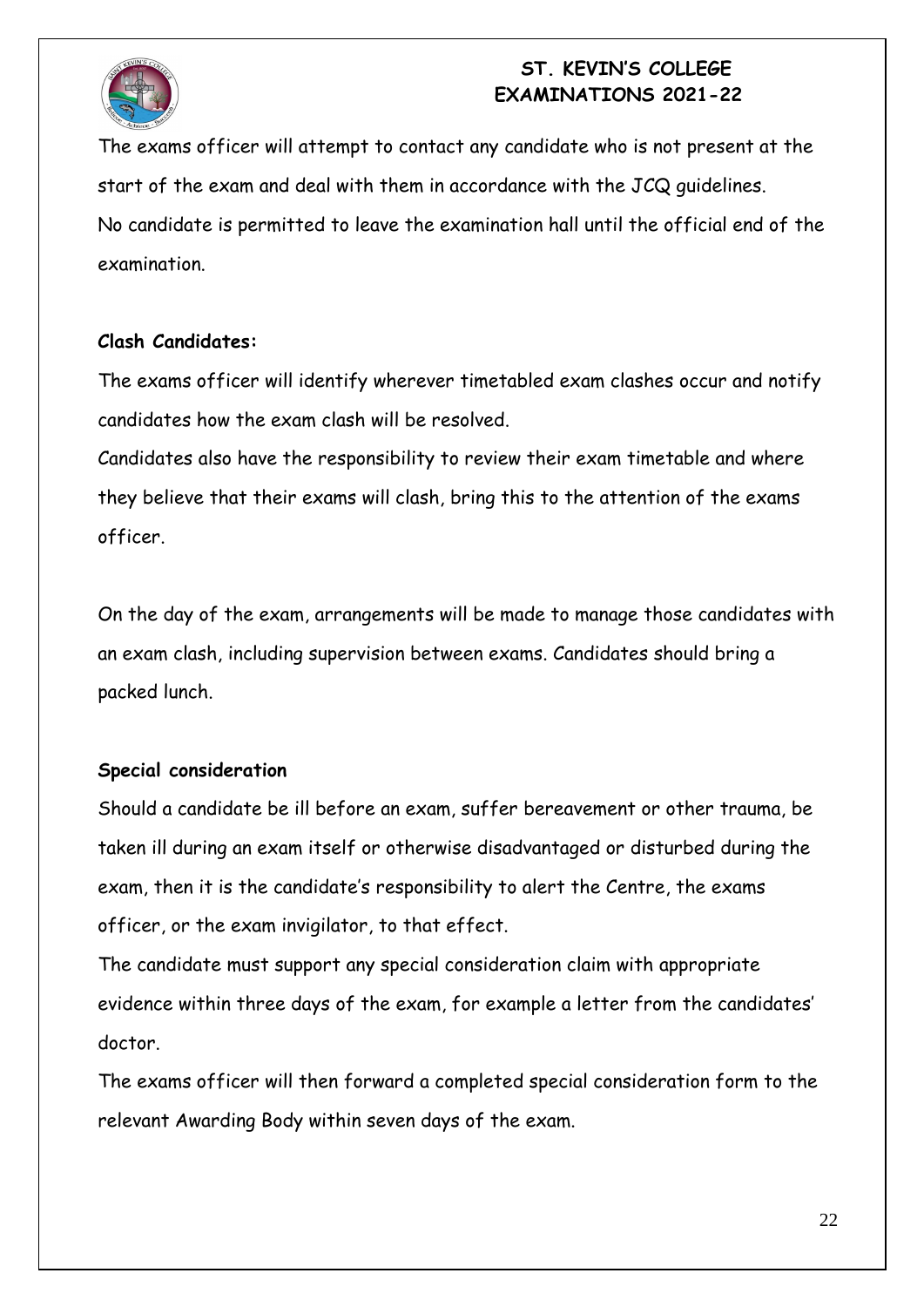The exams officer will attempt to contact any candidate who is not present at the start of the exam and deal with them in accordance with the JCQ guidelines.
No candidate is permitted to leave the examination hall until the official end of the examination.

**Clash Candidates:**

The exams officer will identify wherever timetabled exam clashes occur and notify candidates how the exam clash will be resolved.
Candidates also have the responsibility to review their exam timetable and where they believe that their exams will clash, bring this to the attention of the exams officer.

On the day of the exam, arrangements will be made to manage those candidates with an exam clash, including supervision between exams. Candidates should bring a packed lunch.

**Special consideration**

Should a candidate be ill before an exam, suffer bereavement or other trauma, be taken ill during an exam itself or otherwise disadvantaged or disturbed during the exam, then it is the candidate's responsibility to alert the Centre, the exams officer, or the exam invigilator, to that effect.
The candidate must support any special consideration claim with appropriate evidence within three days of the exam, for example a letter from the candidates' doctor.
The exams officer will then forward a completed special consideration form to the relevant Awarding Body within seven days of the exam.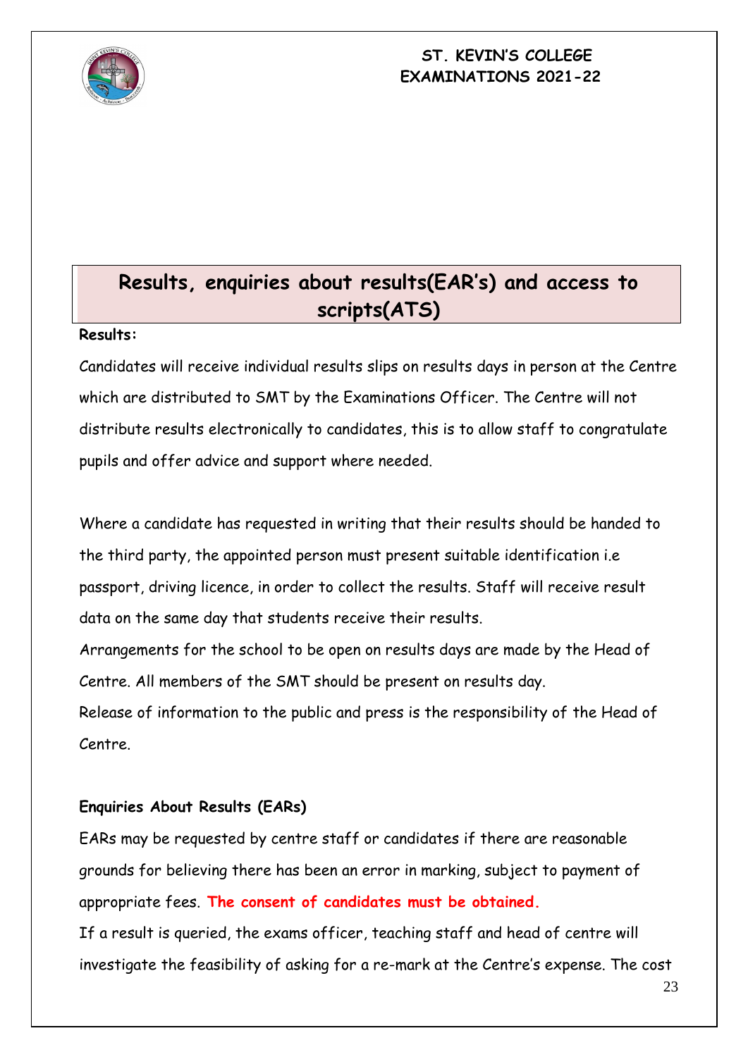## Results, enquiries about results(EAR's) and access to scripts(ATS)

**Results:**

Candidates will receive individual results slips on results days in person at the Centre which are distributed to SMT by the Examinations Officer. The Centre will not distribute results electronically to candidates, this is to allow staff to congratulate pupils and offer advice and support where needed.

Where a candidate has requested in writing that their results should be handed to the third party, the appointed person must present suitable identification i.e passport, driving licence, in order to collect the results. Staff will receive result data on the same day that students receive their results.
Arrangements for the school to be open on results days are made by the Head of Centre. All members of the SMT should be present on results day.
Release of information to the public and press is the responsibility of the Head of Centre.

**Enquiries About Results (EARs)**

EARs may be requested by centre staff or candidates if there are reasonable grounds for believing there has been an error in marking, subject to payment of appropriate fees. **The consent of candidates must be obtained.**
If a result is queried, the exams officer, teaching staff and head of centre will investigate the feasibility of asking for a re-mark at the Centre's expense. The cost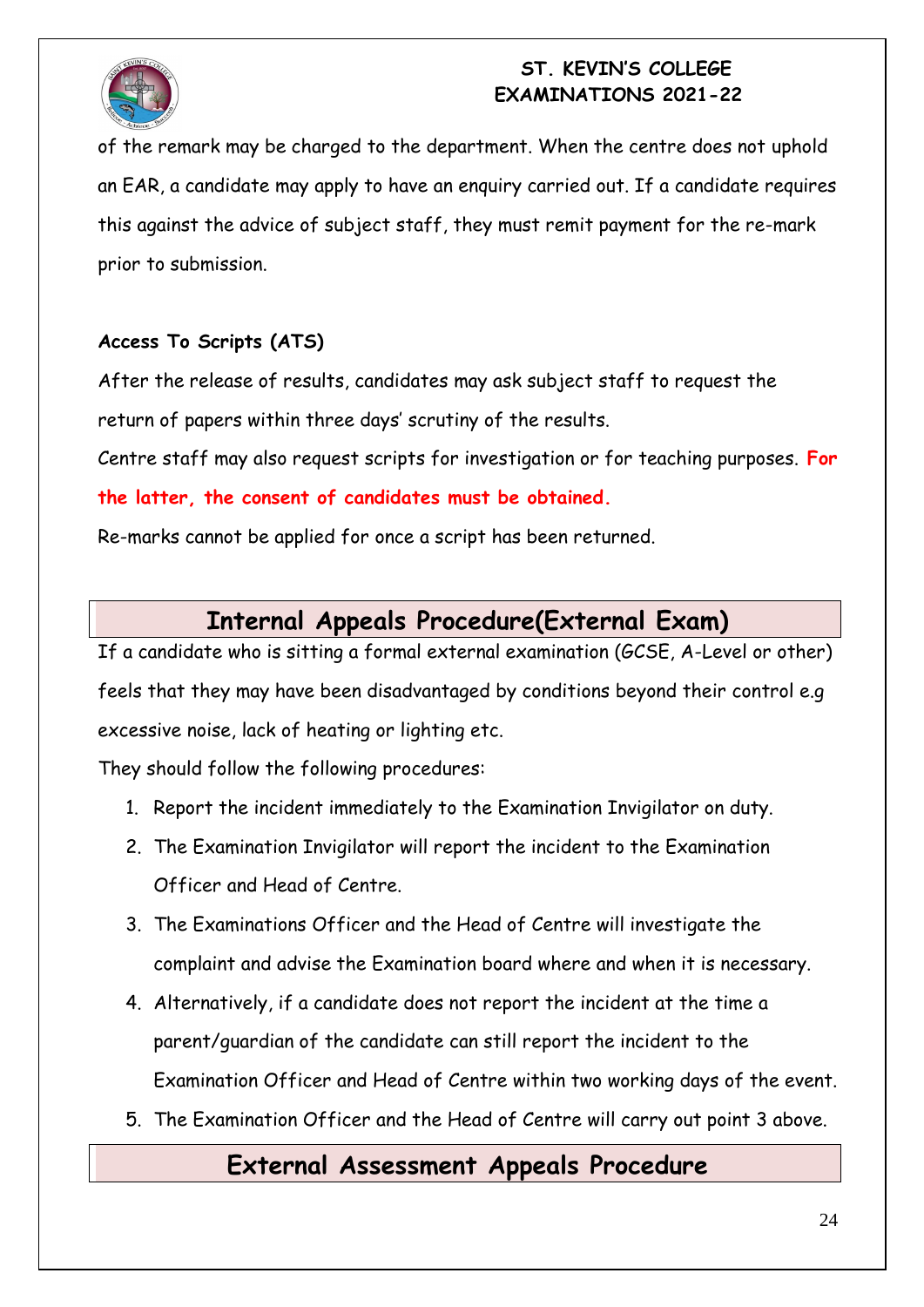of the remark may be charged to the department. When the centre does not uphold an EAR, a candidate may apply to have an enquiry carried out. If a candidate requires this against the advice of subject staff, they must remit payment for the re-mark prior to submission.

**Access To Scripts (ATS)**

After the release of results, candidates may ask subject staff to request the return of papers within three days' scrutiny of the results.

Centre staff may also request scripts for investigation or for teaching purposes. **For the latter, the consent of candidates must be obtained.**

Re-marks cannot be applied for once a script has been returned.

## Internal Appeals Procedure(External Exam)

If a candidate who is sitting a formal external examination (GCSE, A-Level or other) feels that they may have been disadvantaged by conditions beyond their control e.g excessive noise, lack of heating or lighting etc.

They should follow the following procedures:

1. Report the incident immediately to the Examination Invigilator on duty.
2. The Examination Invigilator will report the incident to the Examination Officer and Head of Centre.
3. The Examinations Officer and the Head of Centre will investigate the complaint and advise the Examination board where and when it is necessary.
4. Alternatively, if a candidate does not report the incident at the time a parent/guardian of the candidate can still report the incident to the Examination Officer and Head of Centre within two working days of the event.
5. The Examination Officer and the Head of Centre will carry out point 3 above.

## External Assessment Appeals Procedure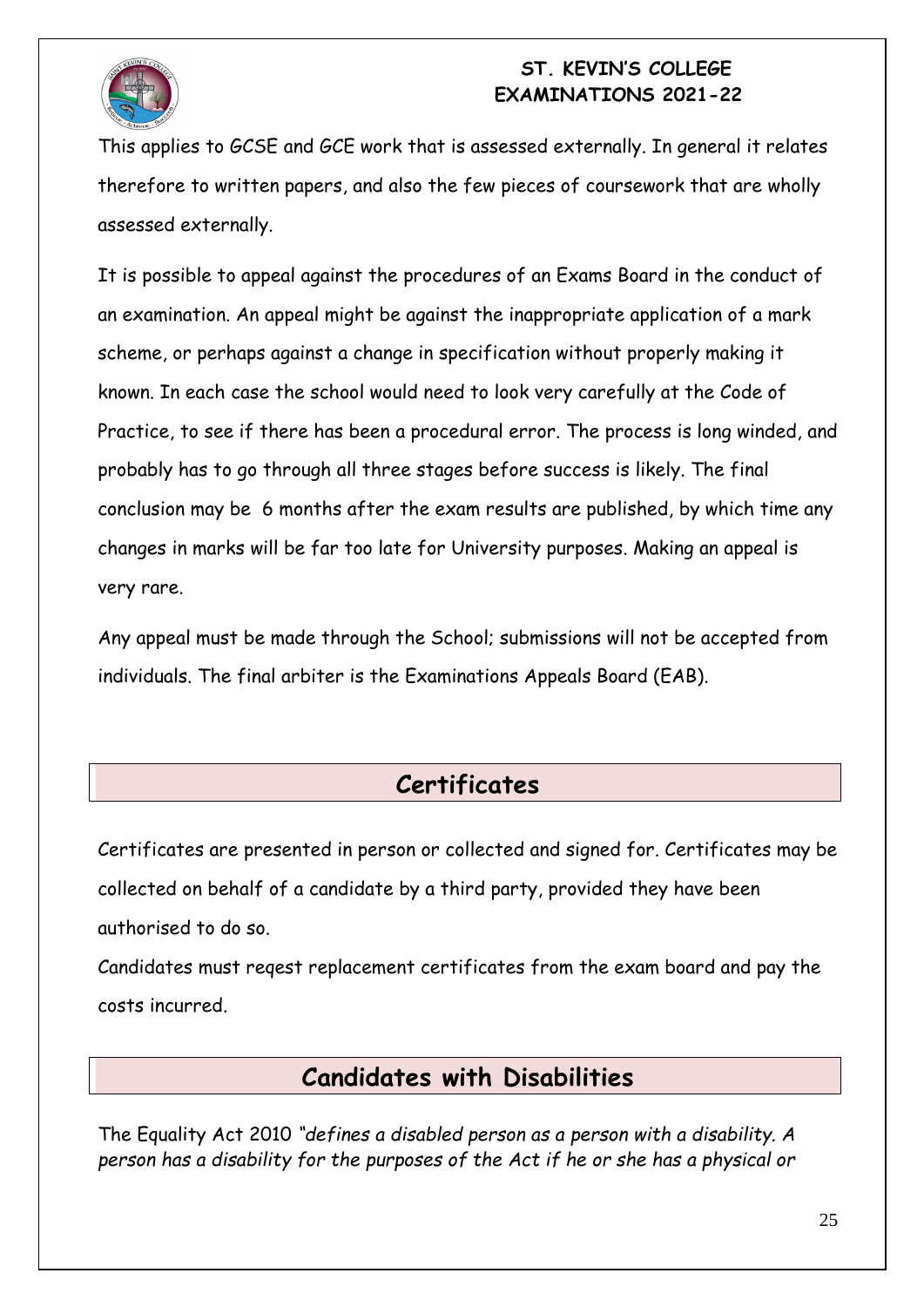This applies to GCSE and GCE work that is assessed externally. In general it relates therefore to written papers, and also the few pieces of coursework that are wholly assessed externally.

It is possible to appeal against the procedures of an Exams Board in the conduct of an examination. An appeal might be against the inappropriate application of a mark scheme, or perhaps against a change in specification without properly making it known. In each case the school would need to look very carefully at the Code of Practice, to see if there has been a procedural error. The process is long winded, and probably has to go through all three stages before success is likely. The final conclusion may be 6 months after the exam results are published, by which time any changes in marks will be far too late for University purposes. Making an appeal is very rare.

Any appeal must be made through the School; submissions will not be accepted from individuals. The final arbiter is the Examinations Appeals Board (EAB).

## Certificates

Certificates are presented in person or collected and signed for. Certificates may be collected on behalf of a candidate by a third party, provided they have been authorised to do so.

Candidates must reqest replacement certificates from the exam board and pay the costs incurred.

## Candidates with Disabilities

The Equality Act 2010 *"defines a disabled person as a person with a disability. A person has a disability for the purposes of the Act if he or she has a physical or*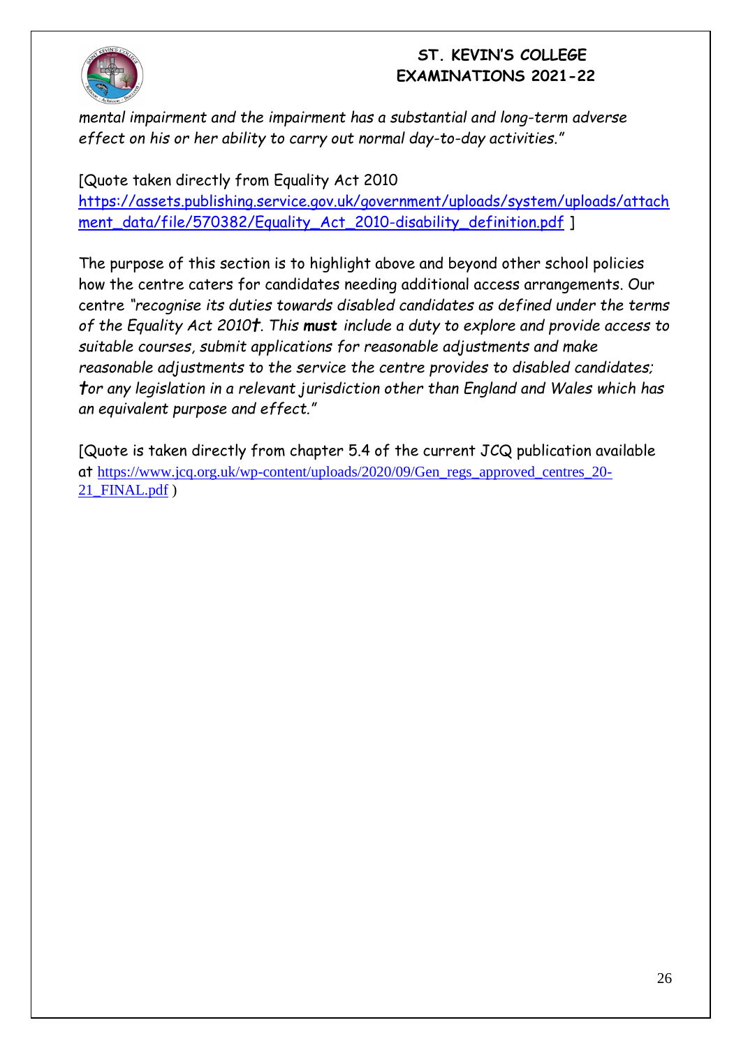*mental impairment and the impairment has a substantial and long-term adverse effect on his or her ability to carry out normal day-to-day activities."*

[Quote taken directly from Equality Act 2010 https://assets.publishing.service.gov.uk/government/uploads/system/uploads/attachment_data/file/570382/Equality_Act_2010-disability_definition.pdf ]

The purpose of this section is to highlight above and beyond other school policies how the centre caters for candidates needing additional access arrangements. Our centre *"recognise its duties towards disabled candidates as defined under the terms of the Equality Act 2010†. This **must** include a duty to explore and provide access to suitable courses, submit applications for reasonable adjustments and make reasonable adjustments to the service the centre provides to disabled candidates; †or any legislation in a relevant jurisdiction other than England and Wales which has an equivalent purpose and effect."*

[Quote is taken directly from chapter 5.4 of the current JCQ publication available at https://www.jcq.org.uk/wp-content/uploads/2020/09/Gen_regs_approved_centres_20-21_FINAL.pdf )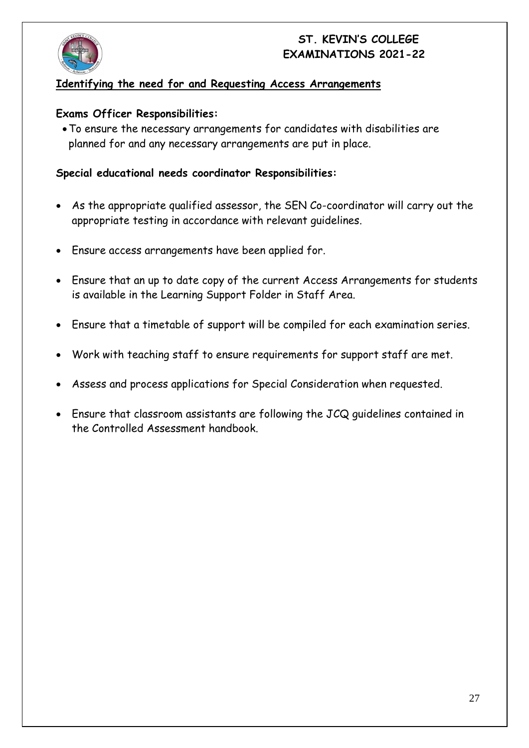## Identifying the need for and Requesting Access Arrangements

**Exams Officer Responsibilities:**

- To ensure the necessary arrangements for candidates with disabilities are planned for and any necessary arrangements are put in place.

**Special educational needs coordinator Responsibilities:**

- As the appropriate qualified assessor, the SEN Co-coordinator will carry out the appropriate testing in accordance with relevant guidelines.
- Ensure access arrangements have been applied for.
- Ensure that an up to date copy of the current Access Arrangements for students is available in the Learning Support Folder in Staff Area.
- Ensure that a timetable of support will be compiled for each examination series.
- Work with teaching staff to ensure requirements for support staff are met.
- Assess and process applications for Special Consideration when requested.
- Ensure that classroom assistants are following the JCQ guidelines contained in the Controlled Assessment handbook.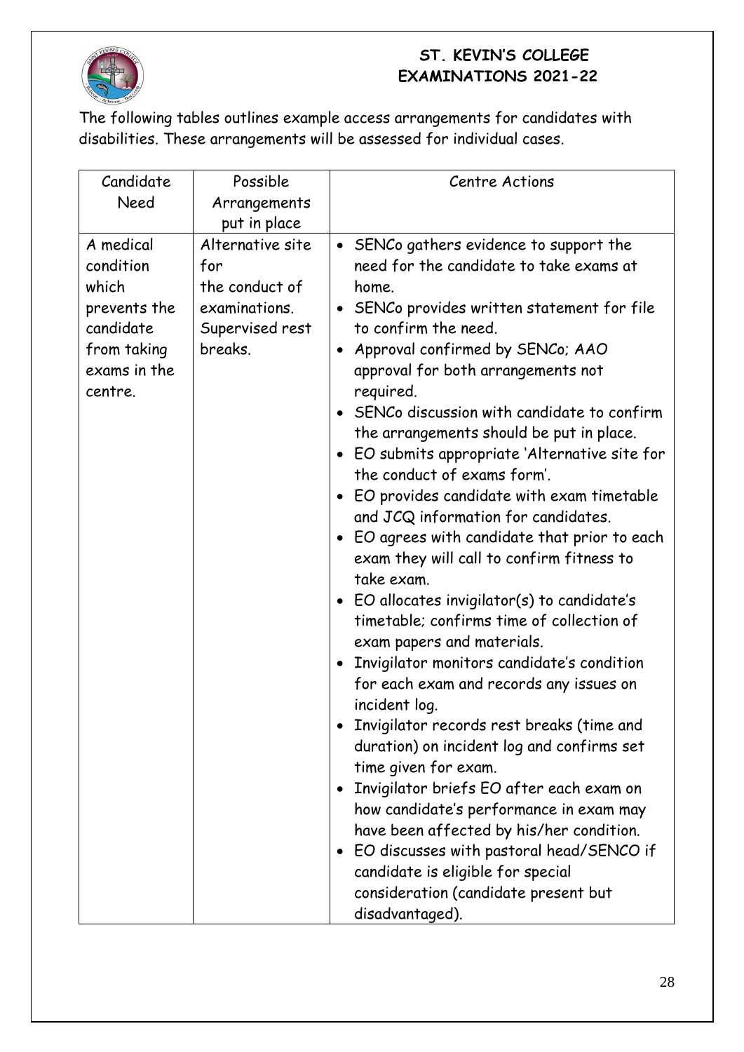**ST. KEVIN'S COLLEGE**
**EXAMINATIONS 2021-22**

The following tables outlines example access arrangements for candidates with disabilities. These arrangements will be assessed for individual cases.

| Candidate Need | Possible Arrangements put in place | Centre Actions |
|---|---|---|
| A medical condition which prevents the candidate from taking exams in the centre. | Alternative site for the conduct of examinations. Supervised rest breaks. | • SENCo gathers evidence to support the need for the candidate to take exams at home.<br>• SENCo provides written statement for file to confirm the need.<br>• Approval confirmed by SENCo; AAO approval for both arrangements not required.<br>• SENCo discussion with candidate to confirm the arrangements should be put in place.<br>• EO submits appropriate 'Alternative site for the conduct of exams form'.<br>• EO provides candidate with exam timetable and JCQ information for candidates.<br>• EO agrees with candidate that prior to each exam they will call to confirm fitness to take exam.<br>• EO allocates invigilator(s) to candidate's timetable; confirms time of collection of exam papers and materials.<br>• Invigilator monitors candidate's condition for each exam and records any issues on incident log.<br>• Invigilator records rest breaks (time and duration) on incident log and confirms set time given for exam.<br>• Invigilator briefs EO after each exam on how candidate's performance in exam may have been affected by his/her condition.<br>• EO discusses with pastoral head/SENCO if candidate is eligible for special consideration (candidate present but disadvantaged). |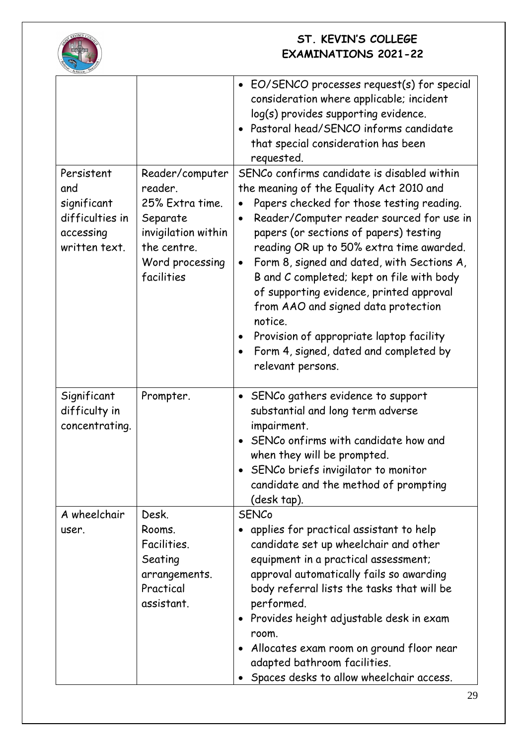| | | |
|---|---|---|
| | | • EO/SENCO processes request(s) for special consideration where applicable; incident log(s) provides supporting evidence.<br>• Pastoral head/SENCO informs candidate that special consideration has been requested. |
| Persistent and significant difficulties in accessing written text. | Reader/computer reader.<br>25% Extra time.<br>Separate invigilation within the centre.<br>Word processing facilities | SENCo confirms candidate is disabled within the meaning of the Equality Act 2010 and<br>• Papers checked for those testing reading.<br>• Reader/Computer reader sourced for use in papers (or sections of papers) testing reading OR up to 50% extra time awarded.<br>• Form 8, signed and dated, with Sections A, B and C completed; kept on file with body of supporting evidence, printed approval from AAO and signed data protection notice.<br>• Provision of appropriate laptop facility<br>• Form 4, signed, dated and completed by relevant persons. |
| Significant difficulty in concentrating. | Prompter. | • SENCo gathers evidence to support substantial and long term adverse impairment.<br>• SENCo onfirms with candidate how and when they will be prompted.<br>• SENCo briefs invigilator to monitor candidate and the method of prompting (desk tap). |
| A wheelchair user. | Desk.<br>Rooms.<br>Facilities.<br>Seating arrangements.<br>Practical assistant. | SENCo<br>• applies for practical assistant to help candidate set up wheelchair and other equipment in a practical assessment; approval automatically fails so awarding body referral lists the tasks that will be performed.<br>• Provides height adjustable desk in exam room.<br>• Allocates exam room on ground floor near adapted bathroom facilities.<br>• Spaces desks to allow wheelchair access. |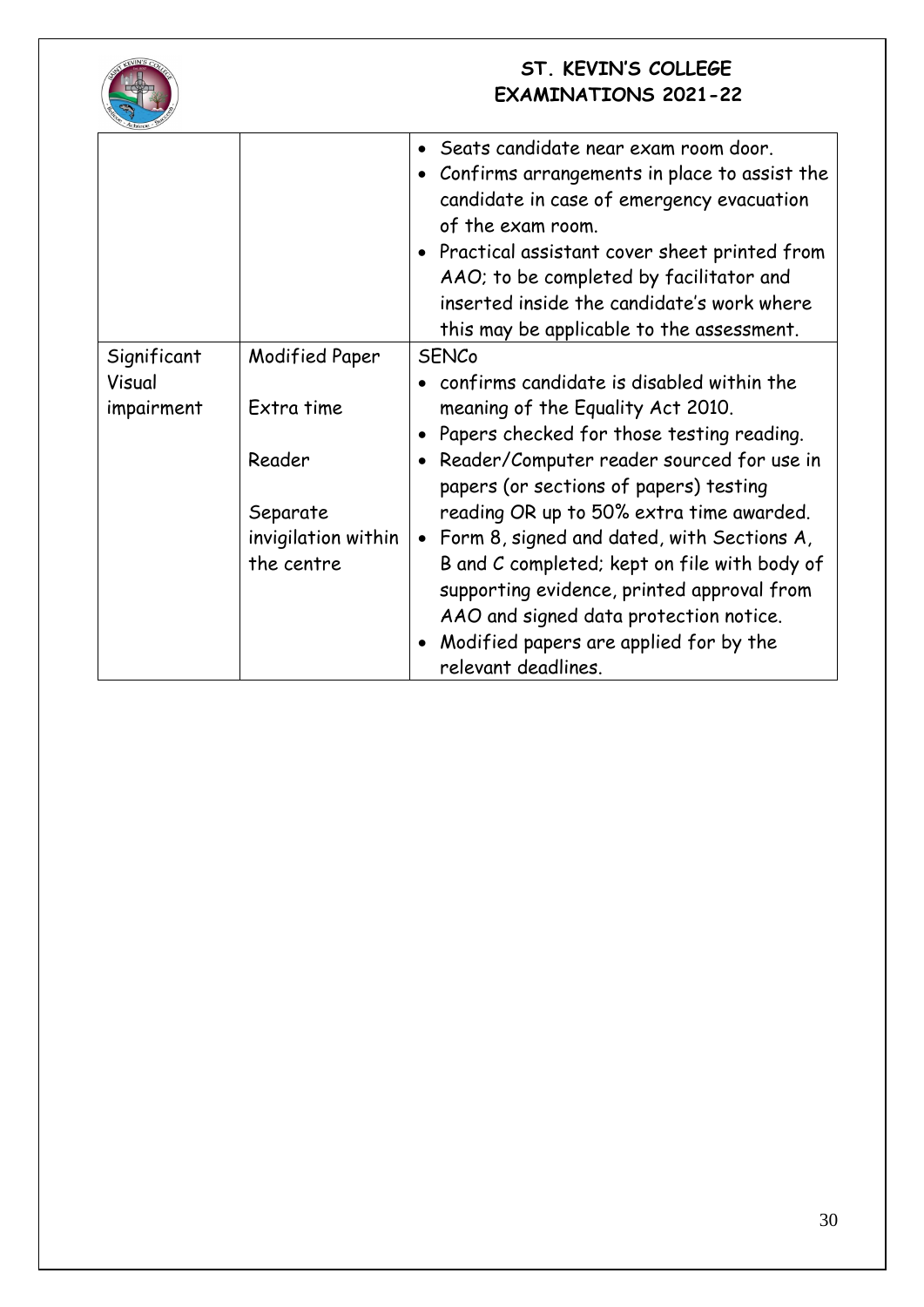| | | |
|---|---|---|
| | | • Seats candidate near exam room door.<br>• Confirms arrangements in place to assist the candidate in case of emergency evacuation of the exam room.<br>• Practical assistant cover sheet printed from AAO; to be completed by facilitator and inserted inside the candidate's work where this may be applicable to the assessment. |
| Significant Visual impairment | Modified Paper<br><br>Extra time<br><br>Reader<br><br>Separate invigilation within the centre | SENCo<br>• confirms candidate is disabled within the meaning of the Equality Act 2010.<br>• Papers checked for those testing reading.<br>• Reader/Computer reader sourced for use in papers (or sections of papers) testing reading OR up to 50% extra time awarded.<br>• Form 8, signed and dated, with Sections A, B and C completed; kept on file with body of supporting evidence, printed approval from AAO and signed data protection notice.<br>• Modified papers are applied for by the relevant deadlines. |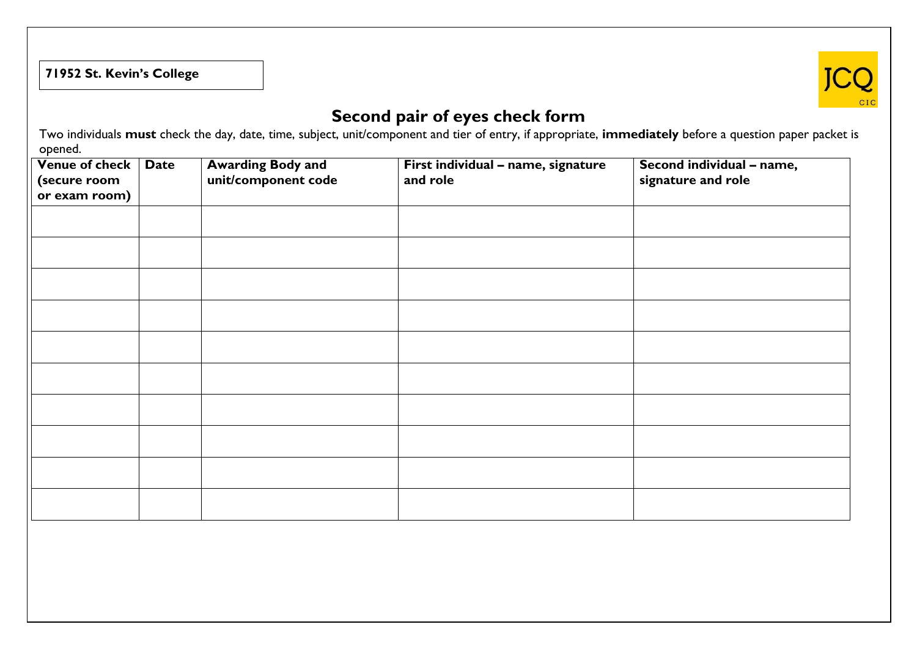**71952 St. Kevin's College**

JCQ CIC

# Second pair of eyes check form

Two individuals **must** check the day, date, time, subject, unit/component and tier of entry, if appropriate, **immediately** before a question paper packet is opened.

| Venue of check (secure room or exam room) | Date | Awarding Body and unit/component code | First individual – name, signature and role | Second individual – name, signature and role |
|---|---|---|---|---|
| | | | | |
| | | | | |
| | | | | |
| | | | | |
| | | | | |
| | | | | |
| | | | | |
| | | | | |
| | | | | |
| | | | | |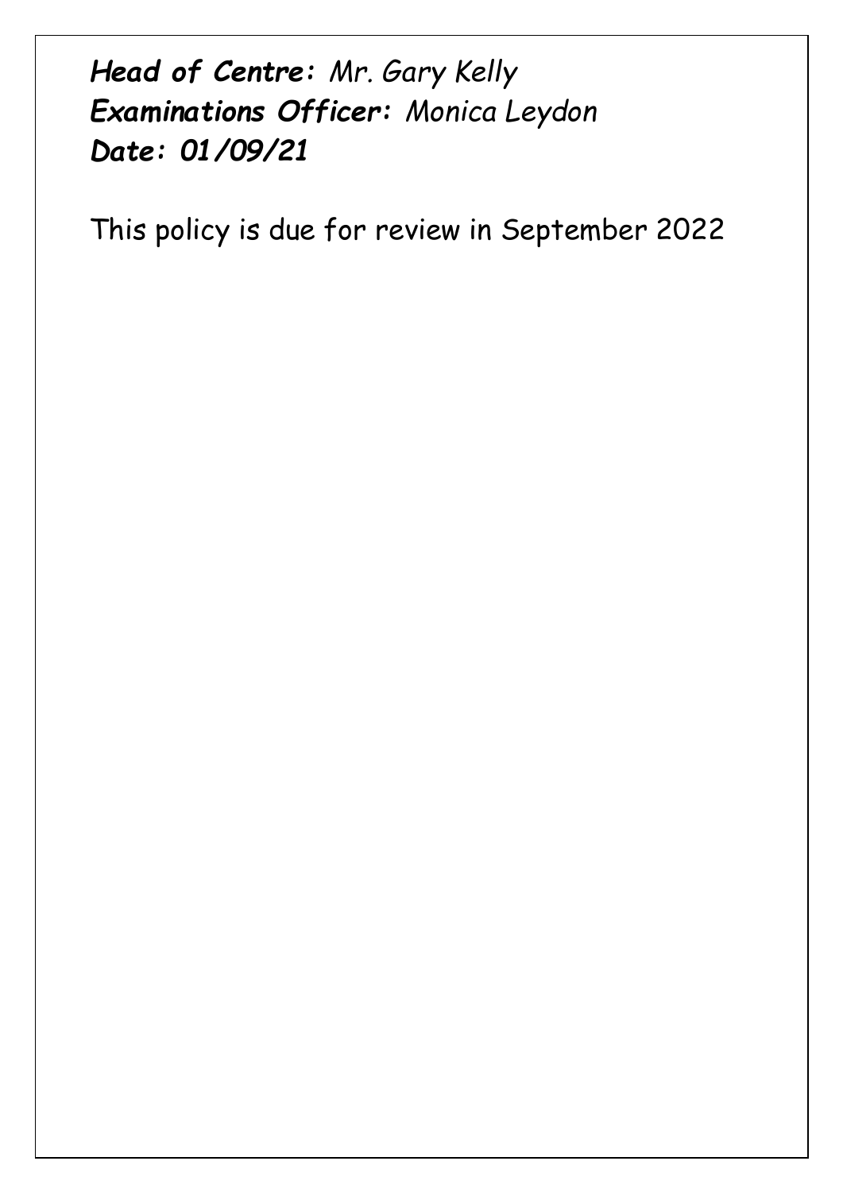***Head of Centre:*** *Mr. Gary Kelly*
***Examinations Officer:*** *Monica Leydon*
***Date: 01/09/21***

This policy is due for review in September 2022